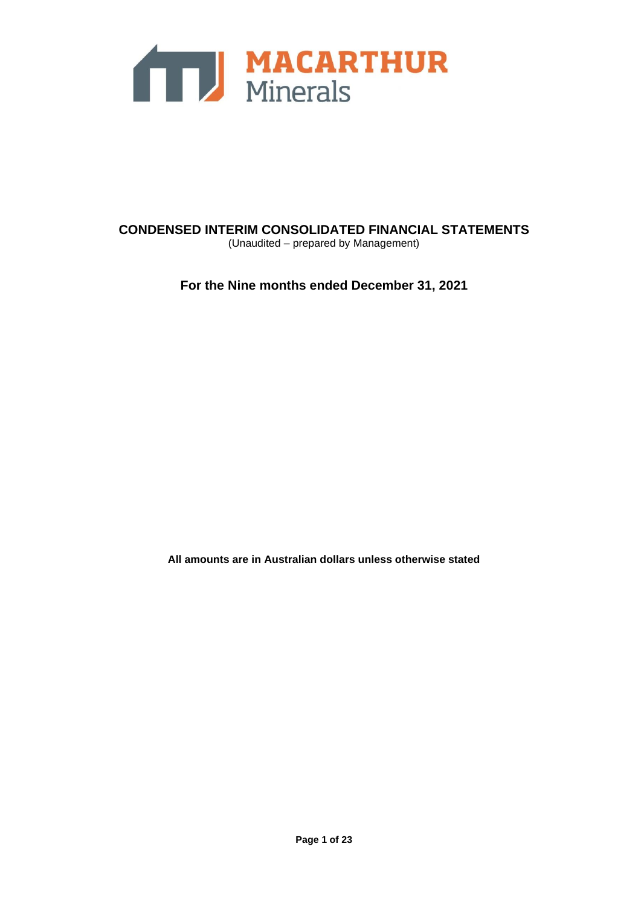MACARTHUR Minerals

# CONDENSED INTERIM CONSOLIDATED FINANCIAL STATEMENTS

(Unaudited – prepared by Management)

## For the Nine months ended December 31, 2021

**All amounts are in Australian dollars unless otherwise stated**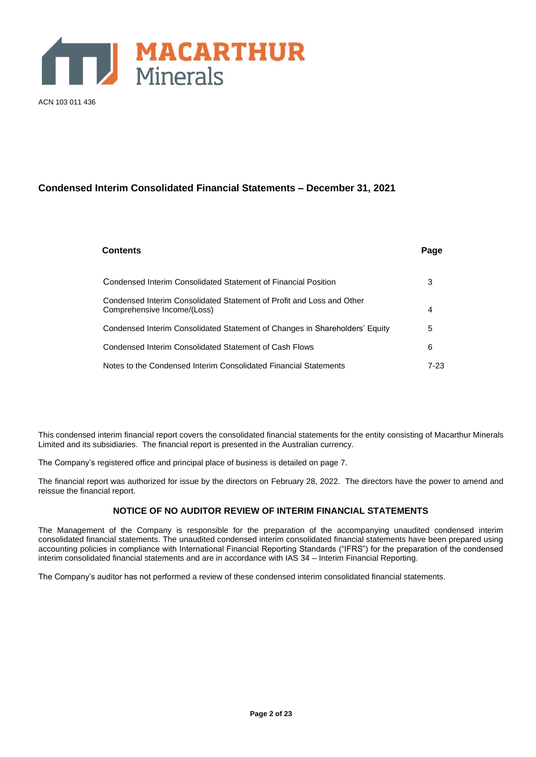MACARTHUR Minerals

ACN 103 011 436

# Condensed Interim Consolidated Financial Statements – December 31, 2021

| Contents | Page |
|---|---|
| Condensed Interim Consolidated Statement of Financial Position | 3 |
| Condensed Interim Consolidated Statement of Profit and Loss and Other Comprehensive Income/(Loss) | 4 |
| Condensed Interim Consolidated Statement of Changes in Shareholders' Equity | 5 |
| Condensed Interim Consolidated Statement of Cash Flows | 6 |
| Notes to the Condensed Interim Consolidated Financial Statements | 7-23 |

This condensed interim financial report covers the consolidated financial statements for the entity consisting of Macarthur Minerals Limited and its subsidiaries. The financial report is presented in the Australian currency.

The Company's registered office and principal place of business is detailed on page 7.

The financial report was authorized for issue by the directors on February 28, 2022. The directors have the power to amend and reissue the financial report.

## NOTICE OF NO AUDITOR REVIEW OF INTERIM FINANCIAL STATEMENTS

The Management of the Company is responsible for the preparation of the accompanying unaudited condensed interim consolidated financial statements. The unaudited condensed interim consolidated financial statements have been prepared using accounting policies in compliance with International Financial Reporting Standards ("IFRS") for the preparation of the condensed interim consolidated financial statements and are in accordance with IAS 34 – Interim Financial Reporting.

The Company's auditor has not performed a review of these condensed interim consolidated financial statements.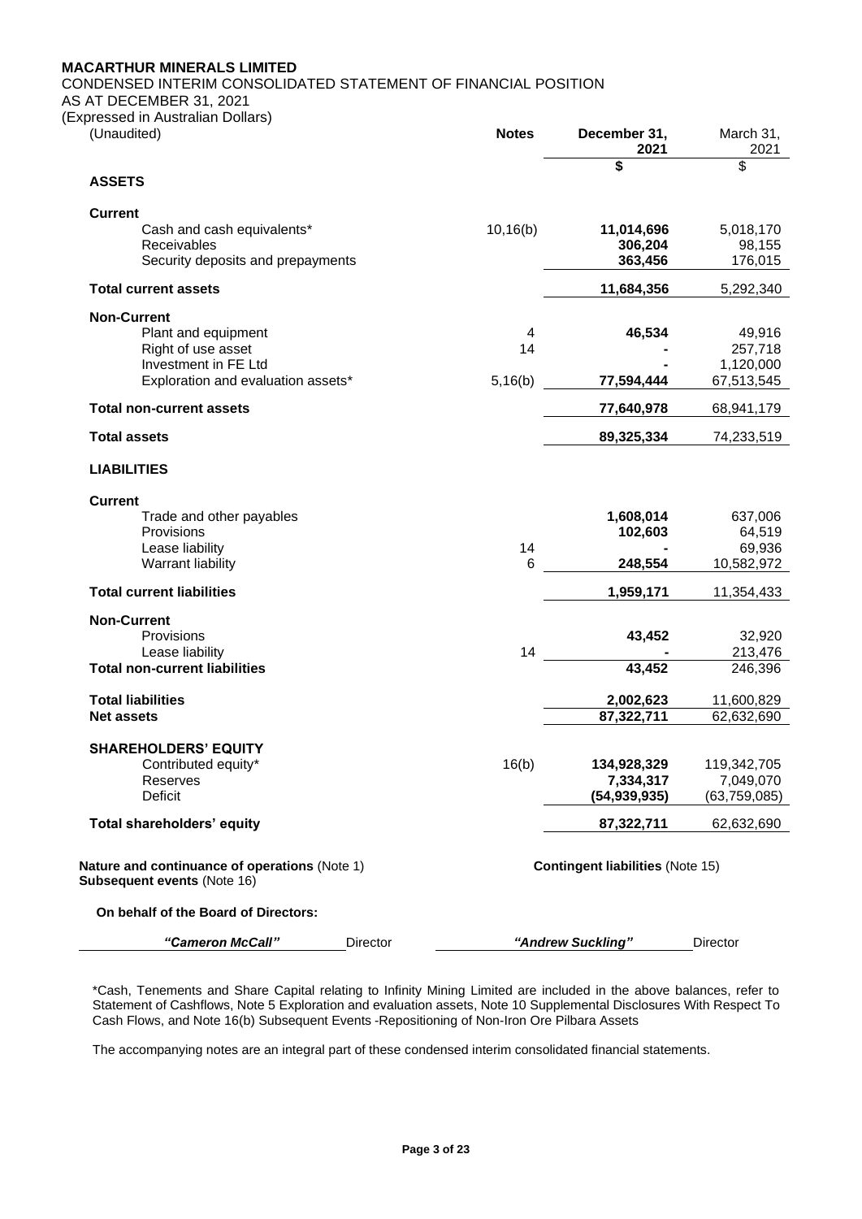**MACARTHUR MINERALS LIMITED**

CONDENSED INTERIM CONSOLIDATED STATEMENT OF FINANCIAL POSITION

AS AT DECEMBER 31, 2021

(Expressed in Australian Dollars)

| (Unaudited) | Notes | December 31, 2021 | March 31, 2021 |
|---|---|---|---|
| | | **$** | $ |
| **ASSETS** | | | |
| **Current** | | | |
| Cash and cash equivalents* | 10,16(b) | **11,014,696** | 5,018,170 |
| Receivables | | **306,204** | 98,155 |
| Security deposits and prepayments | | **363,456** | 176,015 |
| **Total current assets** | | **11,684,356** | 5,292,340 |
| **Non-Current** | | | |
| Plant and equipment | 4 | **46,534** | 49,916 |
| Right of use asset | 14 | **-** | 257,718 |
| Investment in FE Ltd | | **-** | 1,120,000 |
| Exploration and evaluation assets* | 5,16(b) | **77,594,444** | 67,513,545 |
| **Total non-current assets** | | **77,640,978** | 68,941,179 |
| **Total assets** | | **89,325,334** | 74,233,519 |
| **LIABILITIES** | | | |
| **Current** | | | |
| Trade and other payables | | **1,608,014** | 637,006 |
| Provisions | | **102,603** | 64,519 |
| Lease liability | 14 | **-** | 69,936 |
| Warrant liability | 6 | **248,554** | 10,582,972 |
| **Total current liabilities** | | **1,959,171** | 11,354,433 |
| **Non-Current** | | | |
| Provisions | | **43,452** | 32,920 |
| Lease liability | 14 | **-** | 213,476 |
| **Total non-current liabilities** | | **43,452** | 246,396 |
| **Total liabilities** | | **2,002,623** | 11,600,829 |
| **Net assets** | | **87,322,711** | 62,632,690 |
| **SHAREHOLDERS' EQUITY** | | | |
| Contributed equity* | 16(b) | **134,928,329** | 119,342,705 |
| Reserves | | **7,334,317** | 7,049,070 |
| Deficit | | **(54,939,935)** | (63,759,085) |
| **Total shareholders' equity** | | **87,322,711** | 62,632,690 |

**Nature and continuance of operations** (Note 1)
**Subsequent events** (Note 16)

**Contingent liabilities** (Note 15)

**On behalf of the Board of Directors:**

***"Cameron McCall"*** Director ***"Andrew Suckling"*** Director

*Cash, Tenements and Share Capital relating to Infinity Mining Limited are included in the above balances, refer to Statement of Cashflows, Note 5 Exploration and evaluation assets, Note 10 Supplemental Disclosures With Respect To Cash Flows, and Note 16(b) Subsequent Events -Repositioning of Non-Iron Ore Pilbara Assets

The accompanying notes are an integral part of these condensed interim consolidated financial statements.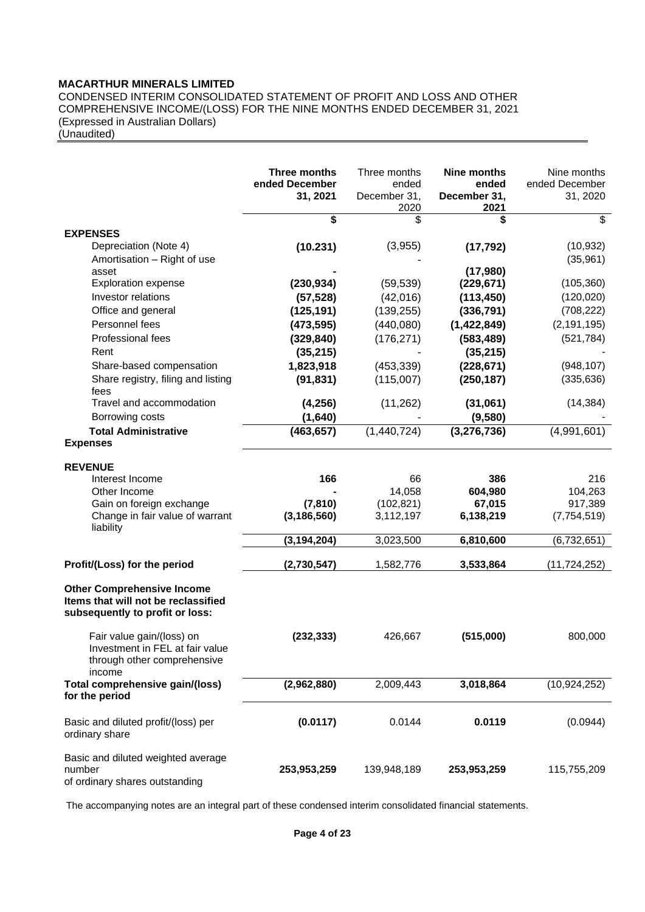**MACARTHUR MINERALS LIMITED**

CONDENSED INTERIM CONSOLIDATED STATEMENT OF PROFIT AND LOSS AND OTHER COMPREHENSIVE INCOME/(LOSS) FOR THE NINE MONTHS ENDED DECEMBER 31, 2021
(Expressed in Australian Dollars)
(Unaudited)

| | **Three months ended December 31, 2021** | Three months ended December 31, 2020 | **Nine months ended December 31, 2021** | Nine months ended December 31, 2020 |
|---|---|---|---|---|
| | **$** | $ | **$** | $ |
| **EXPENSES** | | | | |
| Depreciation (Note 4) | **(10.231)** | (3,955) | **(17,792)** | (10,932) |
| Amortisation – Right of use asset | **-** | - | **(17,980)** | (35,961) |
| Exploration expense | **(230,934)** | (59,539) | **(229,671)** | (105,360) |
| Investor relations | **(57,528)** | (42,016) | **(113,450)** | (120,020) |
| Office and general | **(125,191)** | (139,255) | **(336,791)** | (708,222) |
| Personnel fees | **(473,595)** | (440,080) | **(1,422,849)** | (2,191,195) |
| Professional fees | **(329,840)** | (176,271) | **(583,489)** | (521,784) |
| Rent | **(35,215)** | - | **(35,215)** | - |
| Share-based compensation | **1,823,918** | (453,339) | **(228,671)** | (948,107) |
| Share registry, filing and listing fees | **(91,831)** | (115,007) | **(250,187)** | (335,636) |
| Travel and accommodation | **(4,256)** | (11,262) | **(31,061)** | (14,384) |
| Borrowing costs | **(1,640)** | - | **(9,580)** | - |
| **Total Administrative Expenses** | **(463,657)** | (1,440,724) | **(3,276,736)** | (4,991,601) |
| **REVENUE** | | | | |
| Interest Income | **166** | 66 | **386** | 216 |
| Other Income | **-** | 14,058 | **604,980** | 104,263 |
| Gain on foreign exchange | **(7,810)** | (102,821) | **67,015** | 917,389 |
| Change in fair value of warrant liability | **(3,186,560)** | 3,112,197 | **6,138,219** | (7,754,519) |
| | **(3,194,204)** | 3,023,500 | **6,810,600** | (6,732,651) |
| **Profit/(Loss) for the period** | **(2,730,547)** | 1,582,776 | **3,533,864** | (11,724,252) |
| **Other Comprehensive Income Items that will not be reclassified subsequently to profit or loss:** | | | | |
| Fair value gain/(loss) on Investment in FEL at fair value through other comprehensive income | **(232,333)** | 426,667 | **(515,000)** | 800,000 |
| **Total comprehensive gain/(loss) for the period** | **(2,962,880)** | 2,009,443 | **3,018,864** | (10,924,252) |
| Basic and diluted profit/(loss) per ordinary share | **(0.0117)** | 0.0144 | **0.0119** | (0.0944) |
| Basic and diluted weighted average number of ordinary shares outstanding | **253,953,259** | 139,948,189 | **253,953,259** | 115,755,209 |

The accompanying notes are an integral part of these condensed interim consolidated financial statements.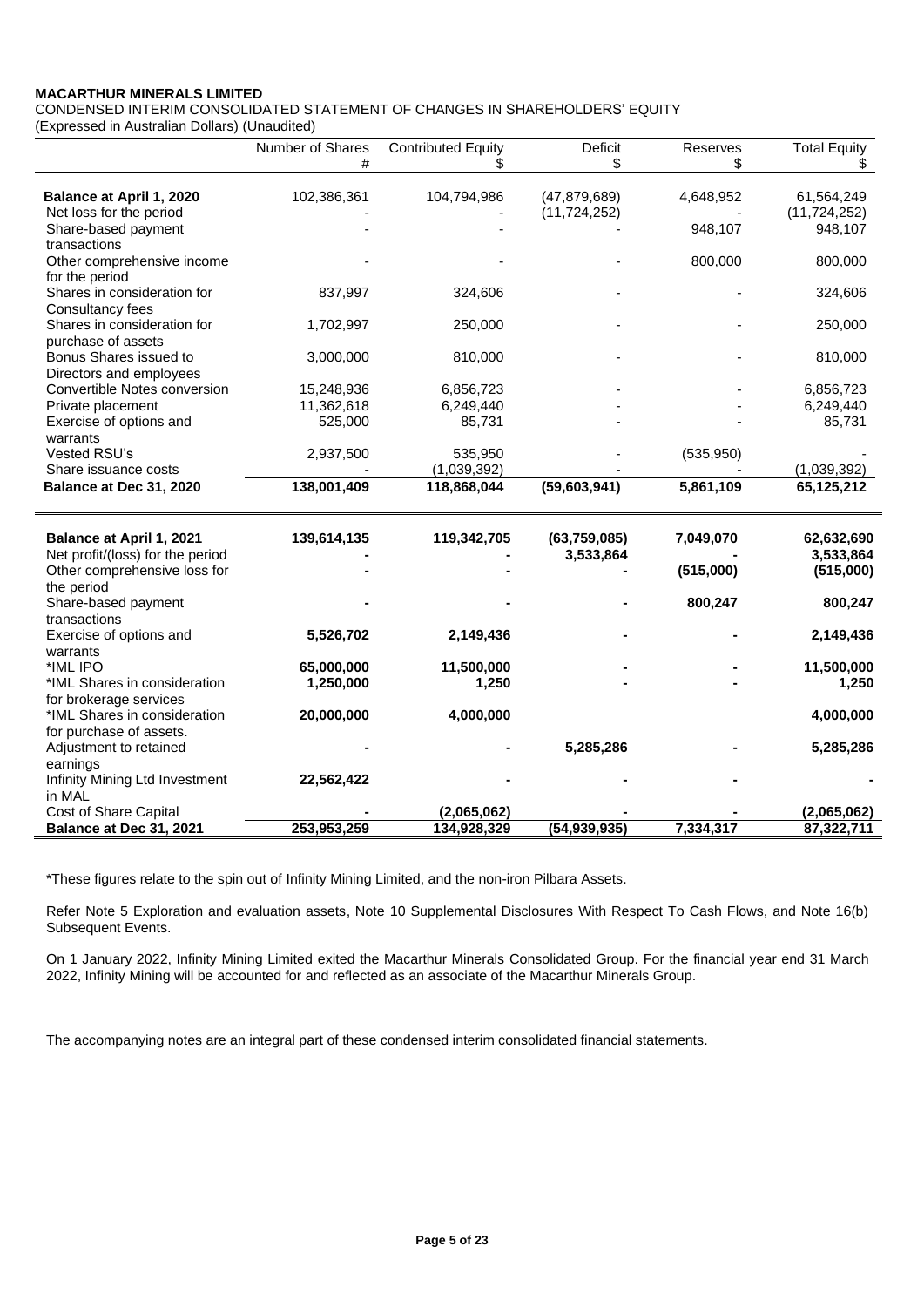**MACARTHUR MINERALS LIMITED**

CONDENSED INTERIM CONSOLIDATED STATEMENT OF CHANGES IN SHAREHOLDERS' EQUITY

(Expressed in Australian Dollars) (Unaudited)

| | Number of Shares # | Contributed Equity $ | Deficit $ | Reserves $ | Total Equity $ |
|---|---|---|---|---|---|
| **Balance at April 1, 2020** | 102,386,361 | 104,794,986 | (47,879,689) | 4,648,952 | 61,564,249 |
| Net loss for the period | - | - | (11,724,252) | - | (11,724,252) |
| Share-based payment transactions | - | - | - | 948,107 | 948,107 |
| Other comprehensive income for the period | - | - | - | 800,000 | 800,000 |
| Shares in consideration for Consultancy fees | 837,997 | 324,606 | - | - | 324,606 |
| Shares in consideration for purchase of assets | 1,702,997 | 250,000 | - | - | 250,000 |
| Bonus Shares issued to Directors and employees | 3,000,000 | 810,000 | - | - | 810,000 |
| Convertible Notes conversion | 15,248,936 | 6,856,723 | - | - | 6,856,723 |
| Private placement | 11,362,618 | 6,249,440 | - | - | 6,249,440 |
| Exercise of options and warrants | 525,000 | 85,731 | - | - | 85,731 |
| Vested RSU's | 2,937,500 | 535,950 | - | (535,950) | - |
| Share issuance costs | - | (1,039,392) | - | - | (1,039,392) |
| **Balance at Dec 31, 2020** | **138,001,409** | **118,868,044** | **(59,603,941)** | **5,861,109** | **65,125,212** |
| | | | | | |
| **Balance at April 1, 2021** | **139,614,135** | **119,342,705** | **(63,759,085)** | **7,049,070** | **62,632,690** |
| Net profit/(loss) for the period | **-** | **-** | **3,533,864** | **-** | **3,533,864** |
| Other comprehensive loss for the period | **-** | **-** | **-** | **(515,000)** | **(515,000)** |
| Share-based payment transactions | **-** | **-** | **-** | **800,247** | **800,247** |
| Exercise of options and warrants | **5,526,702** | **2,149,436** | **-** | **-** | **2,149,436** |
| *IML IPO | **65,000,000** | **11,500,000** | **-** | **-** | **11,500,000** |
| *IML Shares in consideration for brokerage services | **1,250,000** | **1,250** | **-** | **-** | **1,250** |
| *IML Shares in consideration for purchase of assets. | **20,000,000** | **4,000,000** | | | **4,000,000** |
| Adjustment to retained earnings | **-** | **-** | **5,285,286** | **-** | **5,285,286** |
| Infinity Mining Ltd Investment in MAL | **22,562,422** | **-** | **-** | **-** | **-** |
| Cost of Share Capital | **-** | **(2,065,062)** | **-** | **-** | **(2,065,062)** |
| **Balance at Dec 31, 2021** | **253,953,259** | **134,928,329** | **(54,939,935)** | **7,334,317** | **87,322,711** |

*These figures relate to the spin out of Infinity Mining Limited, and the non-iron Pilbara Assets.

Refer Note 5 Exploration and evaluation assets, Note 10 Supplemental Disclosures With Respect To Cash Flows, and Note 16(b) Subsequent Events.

On 1 January 2022, Infinity Mining Limited exited the Macarthur Minerals Consolidated Group. For the financial year end 31 March 2022, Infinity Mining will be accounted for and reflected as an associate of the Macarthur Minerals Group.

The accompanying notes are an integral part of these condensed interim consolidated financial statements.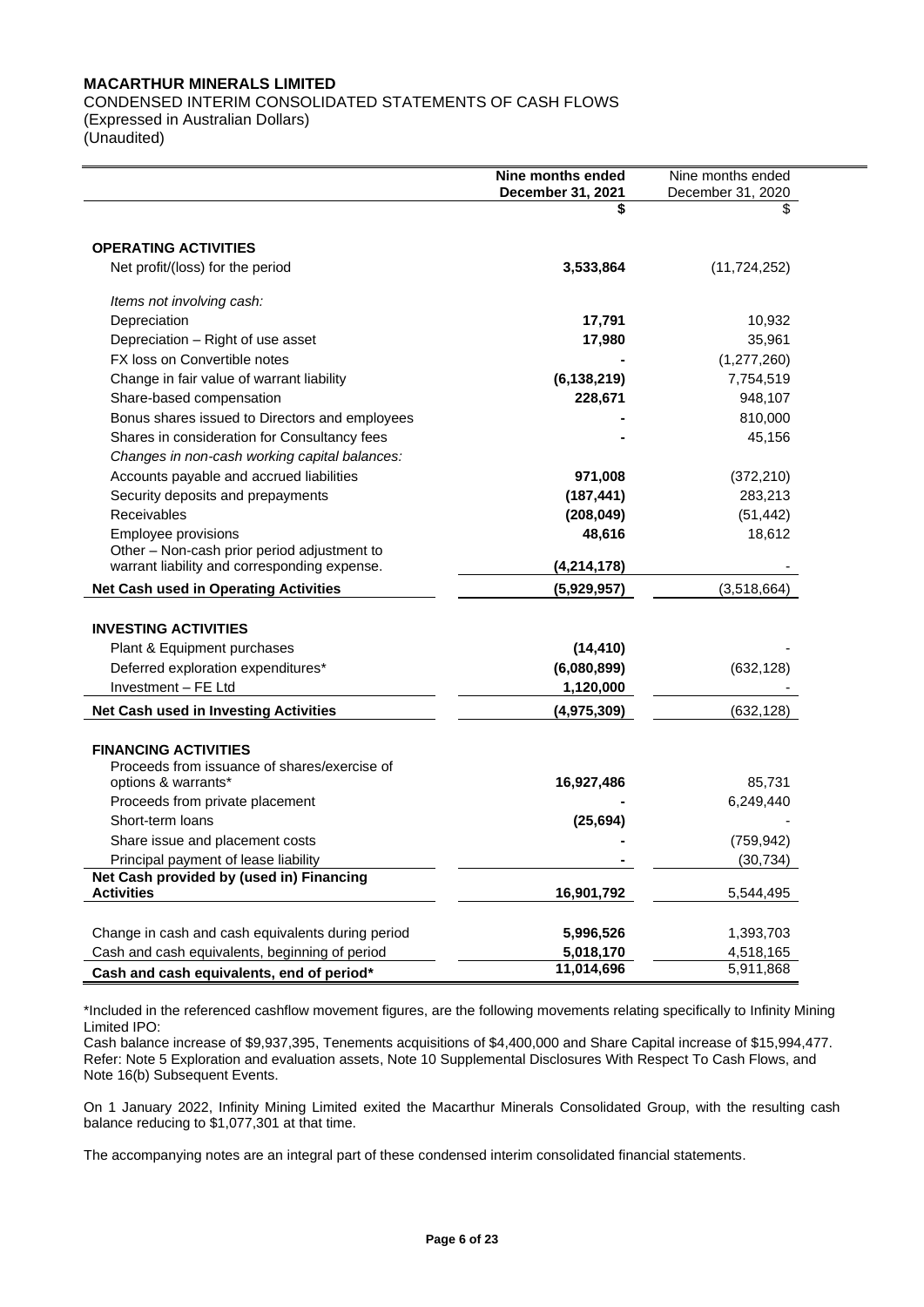**MACARTHUR MINERALS LIMITED**

CONDENSED INTERIM CONSOLIDATED STATEMENTS OF CASH FLOWS
(Expressed in Australian Dollars)
(Unaudited)

| | **Nine months ended December 31, 2021** | Nine months ended December 31, 2020 |
|---|---|---|
| | **$** | $ |
| **OPERATING ACTIVITIES** | | |
| Net profit/(loss) for the period | **3,533,864** | (11,724,252) |
| *Items not involving cash:* | | |
| Depreciation | **17,791** | 10,932 |
| Depreciation – Right of use asset | **17,980** | 35,961 |
| FX loss on Convertible notes | **-** | (1,277,260) |
| Change in fair value of warrant liability | **(6,138,219)** | 7,754,519 |
| Share-based compensation | **228,671** | 948,107 |
| Bonus shares issued to Directors and employees | **-** | 810,000 |
| Shares in consideration for Consultancy fees | **-** | 45,156 |
| *Changes in non-cash working capital balances:* | | |
| Accounts payable and accrued liabilities | **971,008** | (372,210) |
| Security deposits and prepayments | **(187,441)** | 283,213 |
| Receivables | **(208,049)** | (51,442) |
| Employee provisions | **48,616** | 18,612 |
| Other – Non-cash prior period adjustment to warrant liability and corresponding expense. | **(4,214,178)** | - |
| **Net Cash used in Operating Activities** | **(5,929,957)** | (3,518,664) |
| **INVESTING ACTIVITIES** | | |
| Plant & Equipment purchases | **(14,410)** | - |
| Deferred exploration expenditures* | **(6,080,899)** | (632,128) |
| Investment – FE Ltd | **1,120,000** | - |
| **Net Cash used in Investing Activities** | **(4,975,309)** | (632,128) |
| **FINANCING ACTIVITIES** | | |
| Proceeds from issuance of shares/exercise of options & warrants* | **16,927,486** | 85,731 |
| Proceeds from private placement | **-** | 6,249,440 |
| Short-term loans | **(25,694)** | - |
| Share issue and placement costs | **-** | (759,942) |
| Principal payment of lease liability | **-** | (30,734) |
| **Net Cash provided by (used in) Financing Activities** | **16,901,792** | 5,544,495 |
| Change in cash and cash equivalents during period | **5,996,526** | 1,393,703 |
| Cash and cash equivalents, beginning of period | **5,018,170** | 4,518,165 |
| **Cash and cash equivalents, end of period*** | **11,014,696** | 5,911,868 |

*Included in the referenced cashflow movement figures, are the following movements relating specifically to Infinity Mining Limited IPO:
Cash balance increase of $9,937,395, Tenements acquisitions of $4,400,000 and Share Capital increase of $15,994,477. Refer: Note 5 Exploration and evaluation assets, Note 10 Supplemental Disclosures With Respect To Cash Flows, and Note 16(b) Subsequent Events.

On 1 January 2022, Infinity Mining Limited exited the Macarthur Minerals Consolidated Group, with the resulting cash balance reducing to $1,077,301 at that time.

The accompanying notes are an integral part of these condensed interim consolidated financial statements.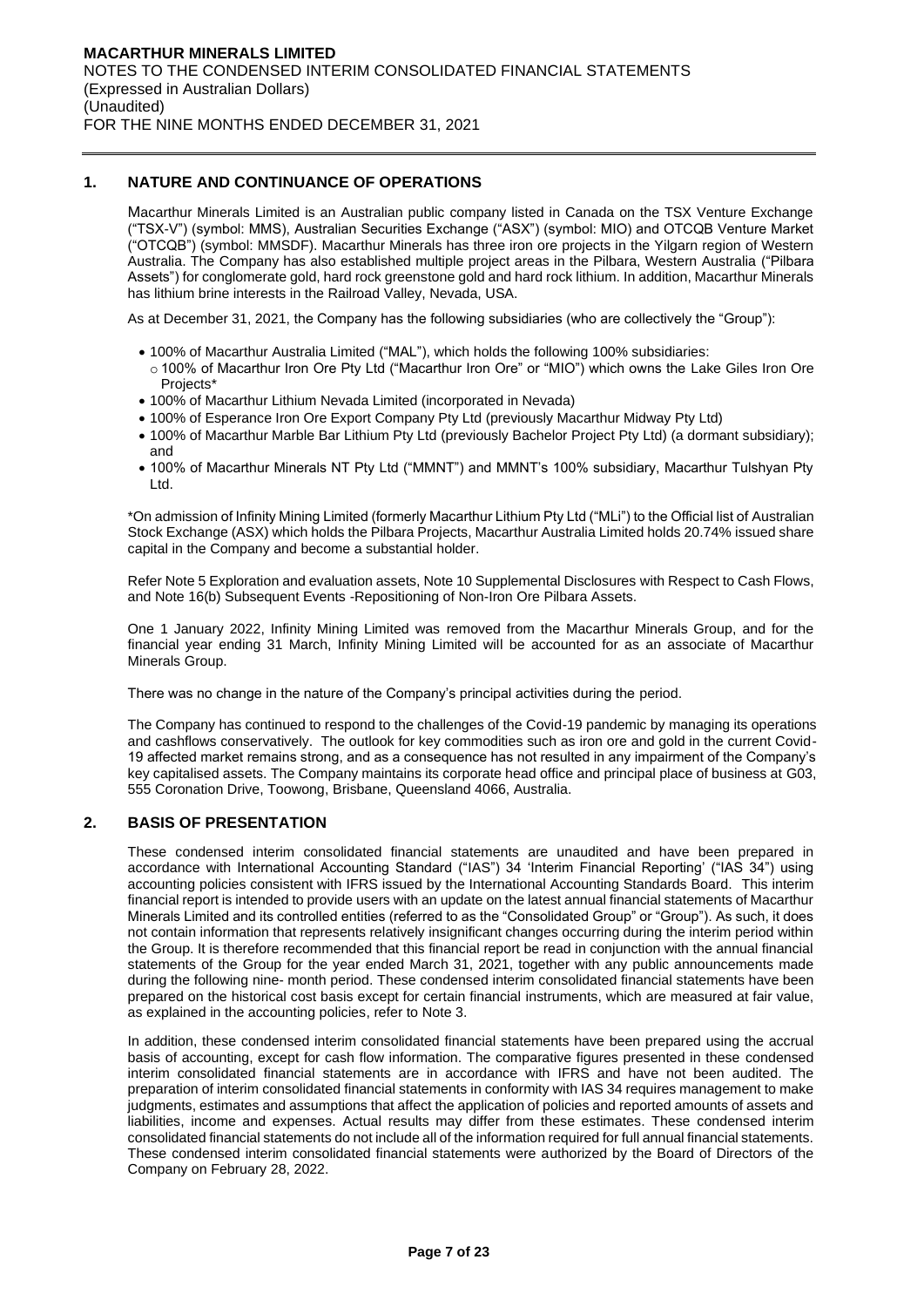**MACARTHUR MINERALS LIMITED**
NOTES TO THE CONDENSED INTERIM CONSOLIDATED FINANCIAL STATEMENTS
(Expressed in Australian Dollars)
(Unaudited)
FOR THE NINE MONTHS ENDED DECEMBER 31, 2021

## 1. NATURE AND CONTINUANCE OF OPERATIONS

Macarthur Minerals Limited is an Australian public company listed in Canada on the TSX Venture Exchange ("TSX-V") (symbol: MMS), Australian Securities Exchange ("ASX") (symbol: MIO) and OTCQB Venture Market ("OTCQB") (symbol: MMSDF). Macarthur Minerals has three iron ore projects in the Yilgarn region of Western Australia. The Company has also established multiple project areas in the Pilbara, Western Australia ("Pilbara Assets") for conglomerate gold, hard rock greenstone gold and hard rock lithium. In addition, Macarthur Minerals has lithium brine interests in the Railroad Valley, Nevada, USA.

As at December 31, 2021, the Company has the following subsidiaries (who are collectively the "Group"):

- 100% of Macarthur Australia Limited ("MAL"), which holds the following 100% subsidiaries:
  - 100% of Macarthur Iron Ore Pty Ltd ("Macarthur Iron Ore" or "MIO") which owns the Lake Giles Iron Ore Projects*
- 100% of Macarthur Lithium Nevada Limited (incorporated in Nevada)
- 100% of Esperance Iron Ore Export Company Pty Ltd (previously Macarthur Midway Pty Ltd)
- 100% of Macarthur Marble Bar Lithium Pty Ltd (previously Bachelor Project Pty Ltd) (a dormant subsidiary); and
- 100% of Macarthur Minerals NT Pty Ltd ("MMNT") and MMNT's 100% subsidiary, Macarthur Tulshyan Pty Ltd.

*On admission of Infinity Mining Limited (formerly Macarthur Lithium Pty Ltd ("MLi") to the Official list of Australian Stock Exchange (ASX) which holds the Pilbara Projects, Macarthur Australia Limited holds 20.74% issued share capital in the Company and become a substantial holder.

Refer Note 5 Exploration and evaluation assets, Note 10 Supplemental Disclosures with Respect to Cash Flows, and Note 16(b) Subsequent Events -Repositioning of Non-Iron Ore Pilbara Assets.

One 1 January 2022, Infinity Mining Limited was removed from the Macarthur Minerals Group, and for the financial year ending 31 March, Infinity Mining Limited will be accounted for as an associate of Macarthur Minerals Group.

There was no change in the nature of the Company's principal activities during the period.

The Company has continued to respond to the challenges of the Covid-19 pandemic by managing its operations and cashflows conservatively. The outlook for key commodities such as iron ore and gold in the current Covid-19 affected market remains strong, and as a consequence has not resulted in any impairment of the Company's key capitalised assets. The Company maintains its corporate head office and principal place of business at G03, 555 Coronation Drive, Toowong, Brisbane, Queensland 4066, Australia.

## 2. BASIS OF PRESENTATION

These condensed interim consolidated financial statements are unaudited and have been prepared in accordance with International Accounting Standard ("IAS") 34 'Interim Financial Reporting' ("IAS 34") using accounting policies consistent with IFRS issued by the International Accounting Standards Board. This interim financial report is intended to provide users with an update on the latest annual financial statements of Macarthur Minerals Limited and its controlled entities (referred to as the "Consolidated Group" or "Group"). As such, it does not contain information that represents relatively insignificant changes occurring during the interim period within the Group. It is therefore recommended that this financial report be read in conjunction with the annual financial statements of the Group for the year ended March 31, 2021, together with any public announcements made during the following nine- month period. These condensed interim consolidated financial statements have been prepared on the historical cost basis except for certain financial instruments, which are measured at fair value, as explained in the accounting policies, refer to Note 3.

In addition, these condensed interim consolidated financial statements have been prepared using the accrual basis of accounting, except for cash flow information. The comparative figures presented in these condensed interim consolidated financial statements are in accordance with IFRS and have not been audited. The preparation of interim consolidated financial statements in conformity with IAS 34 requires management to make judgments, estimates and assumptions that affect the application of policies and reported amounts of assets and liabilities, income and expenses. Actual results may differ from these estimates. These condensed interim consolidated financial statements do not include all of the information required for full annual financial statements. These condensed interim consolidated financial statements were authorized by the Board of Directors of the Company on February 28, 2022.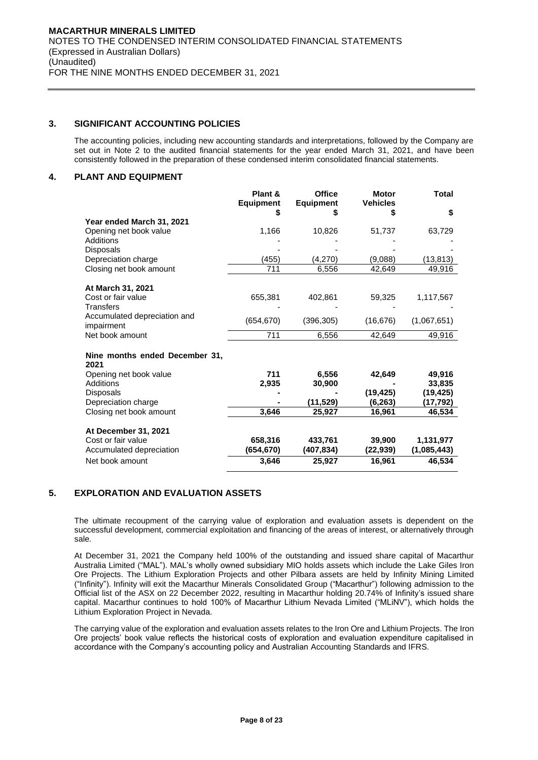## 3. SIGNIFICANT ACCOUNTING POLICIES

The accounting policies, including new accounting standards and interpretations, followed by the Company are set out in Note 2 to the audited financial statements for the year ended March 31, 2021, and have been consistently followed in the preparation of these condensed interim consolidated financial statements.

## 4. PLANT AND EQUIPMENT

| | Plant & Equipment $ | Office Equipment $ | Motor Vehicles $ | Total $ |
|---|---|---|---|---|
| **Year ended March 31, 2021** | | | | |
| Opening net book value | 1,166 | 10,826 | 51,737 | 63,729 |
| Additions | - | - | - | - |
| Disposals | - | - | - | - |
| Depreciation charge | (455) | (4,270) | (9,088) | (13,813) |
| Closing net book amount | 711 | 6,556 | 42,649 | 49,916 |
| **At March 31, 2021** | | | | |
| Cost or fair value | 655,381 | 402,861 | 59,325 | 1,117,567 |
| Transfers | - | - | - | - |
| Accumulated depreciation and impairment | (654,670) | (396,305) | (16,676) | (1,067,651) |
| Net book amount | 711 | 6,556 | 42,649 | 49,916 |
| **Nine months ended December 31, 2021** | | | | |
| Opening net book value | **711** | **6,556** | **42,649** | **49,916** |
| Additions | **2,935** | **30,900** | **-** | **33,835** |
| Disposals | **-** | **-** | **(19,425)** | **(19,425)** |
| Depreciation charge | **-** | **(11,529)** | **(6,263)** | **(17,792)** |
| Closing net book amount | **3,646** | **25,927** | **16,961** | **46,534** |
| **At December 31, 2021** | | | | |
| Cost or fair value | **658,316** | **433,761** | **39,900** | **1,131,977** |
| Accumulated depreciation | **(654,670)** | **(407,834)** | **(22,939)** | **(1,085,443)** |
| Net book amount | **3,646** | **25,927** | **16,961** | **46,534** |

## 5. EXPLORATION AND EVALUATION ASSETS

The ultimate recoupment of the carrying value of exploration and evaluation assets is dependent on the successful development, commercial exploitation and financing of the areas of interest, or alternatively through sale.

At December 31, 2021 the Company held 100% of the outstanding and issued share capital of Macarthur Australia Limited ("MAL"). MAL's wholly owned subsidiary MIO holds assets which include the Lake Giles Iron Ore Projects. The Lithium Exploration Projects and other Pilbara assets are held by Infinity Mining Limited ("Infinity"). Infinity will exit the Macarthur Minerals Consolidated Group ("Macarthur") following admission to the Official list of the ASX on 22 December 2022, resulting in Macarthur holding 20.74% of Infinity's issued share capital. Macarthur continues to hold 100% of Macarthur Lithium Nevada Limited ("MLiNV"), which holds the Lithium Exploration Project in Nevada.

The carrying value of the exploration and evaluation assets relates to the Iron Ore and Lithium Projects. The Iron Ore projects' book value reflects the historical costs of exploration and evaluation expenditure capitalised in accordance with the Company's accounting policy and Australian Accounting Standards and IFRS.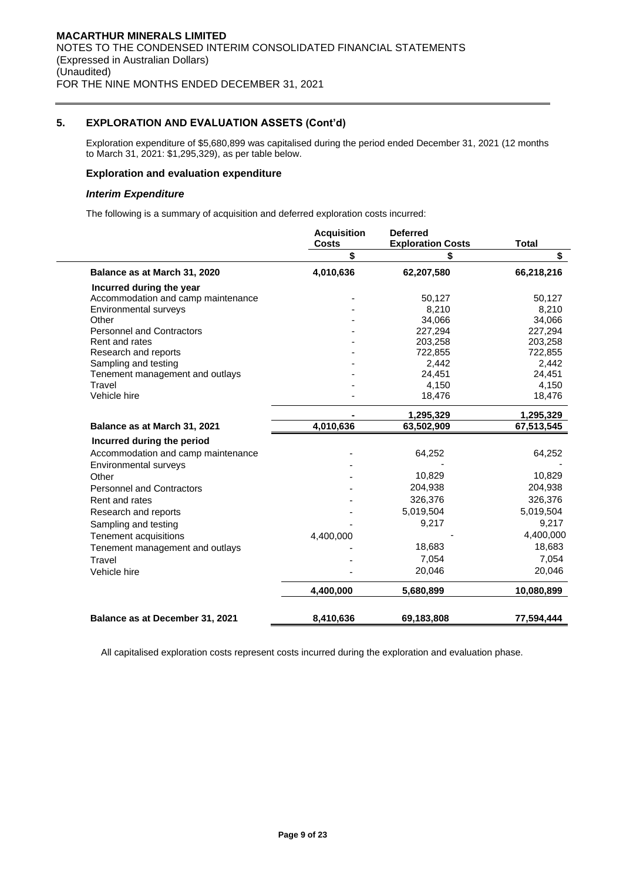## 5. EXPLORATION AND EVALUATION ASSETS (Cont'd)

Exploration expenditure of $5,680,899 was capitalised during the period ended December 31, 2021 (12 months to March 31, 2021: $1,295,329), as per table below.

### Exploration and evaluation expenditure

#### *Interim Expenditure*

The following is a summary of acquisition and deferred exploration costs incurred:

| | Acquisition Costs | Deferred Exploration Costs | Total |
|---|---|---|---|
| | $ | $ | $ |
| **Balance as at March 31, 2020** | **4,010,636** | **62,207,580** | **66,218,216** |
| **Incurred during the year** | | | |
| Accommodation and camp maintenance | - | 50,127 | 50,127 |
| Environmental surveys | - | 8,210 | 8,210 |
| Other | - | 34,066 | 34,066 |
| Personnel and Contractors | - | 227,294 | 227,294 |
| Rent and rates | - | 203,258 | 203,258 |
| Research and reports | - | 722,855 | 722,855 |
| Sampling and testing | - | 2,442 | 2,442 |
| Tenement management and outlays | - | 24,451 | 24,451 |
| Travel | - | 4,150 | 4,150 |
| Vehicle hire | - | 18,476 | 18,476 |
| | **-** | **1,295,329** | **1,295,329** |
| **Balance as at March 31, 2021** | **4,010,636** | **63,502,909** | **67,513,545** |
| **Incurred during the period** | | | |
| Accommodation and camp maintenance | - | 64,252 | 64,252 |
| Environmental surveys | - | - | - |
| Other | - | 10,829 | 10,829 |
| Personnel and Contractors | - | 204,938 | 204,938 |
| Rent and rates | - | 326,376 | 326,376 |
| Research and reports | - | 5,019,504 | 5,019,504 |
| Sampling and testing | - | 9,217 | 9,217 |
| Tenement acquisitions | 4,400,000 | - | 4,400,000 |
| Tenement management and outlays | - | 18,683 | 18,683 |
| Travel | - | 7,054 | 7,054 |
| Vehicle hire | - | 20,046 | 20,046 |
| | **4,400,000** | **5,680,899** | **10,080,899** |
| **Balance as at December 31, 2021** | **8,410,636** | **69,183,808** | **77,594,444** |

All capitalised exploration costs represent costs incurred during the exploration and evaluation phase.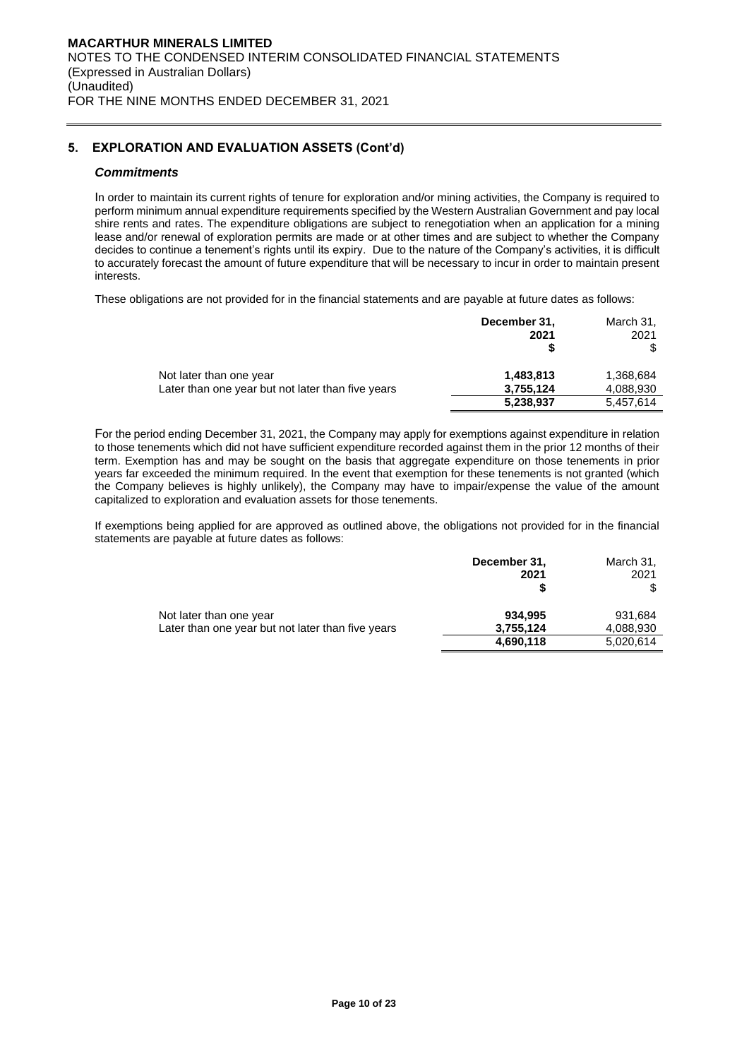## 5. EXPLORATION AND EVALUATION ASSETS (Cont'd)

### *Commitments*

In order to maintain its current rights of tenure for exploration and/or mining activities, the Company is required to perform minimum annual expenditure requirements specified by the Western Australian Government and pay local shire rents and rates. The expenditure obligations are subject to renegotiation when an application for a mining lease and/or renewal of exploration permits are made or at other times and are subject to whether the Company decides to continue a tenement's rights until its expiry. Due to the nature of the Company's activities, it is difficult to accurately forecast the amount of future expenditure that will be necessary to incur in order to maintain present interests.

These obligations are not provided for in the financial statements and are payable at future dates as follows:

| | **December 31, 2021 $** | March 31, 2021 $ |
|---|---|---|
| Not later than one year | **1,483,813** | 1,368,684 |
| Later than one year but not later than five years | **3,755,124** | 4,088,930 |
| | **5,238,937** | 5,457,614 |

For the period ending December 31, 2021, the Company may apply for exemptions against expenditure in relation to those tenements which did not have sufficient expenditure recorded against them in the prior 12 months of their term. Exemption has and may be sought on the basis that aggregate expenditure on those tenements in prior years far exceeded the minimum required. In the event that exemption for these tenements is not granted (which the Company believes is highly unlikely), the Company may have to impair/expense the value of the amount capitalized to exploration and evaluation assets for those tenements.

If exemptions being applied for are approved as outlined above, the obligations not provided for in the financial statements are payable at future dates as follows:

| | **December 31, 2021 $** | March 31, 2021 $ |
|---|---|---|
| Not later than one year | **934,995** | 931,684 |
| Later than one year but not later than five years | **3,755,124** | 4,088,930 |
| | **4,690,118** | 5,020,614 |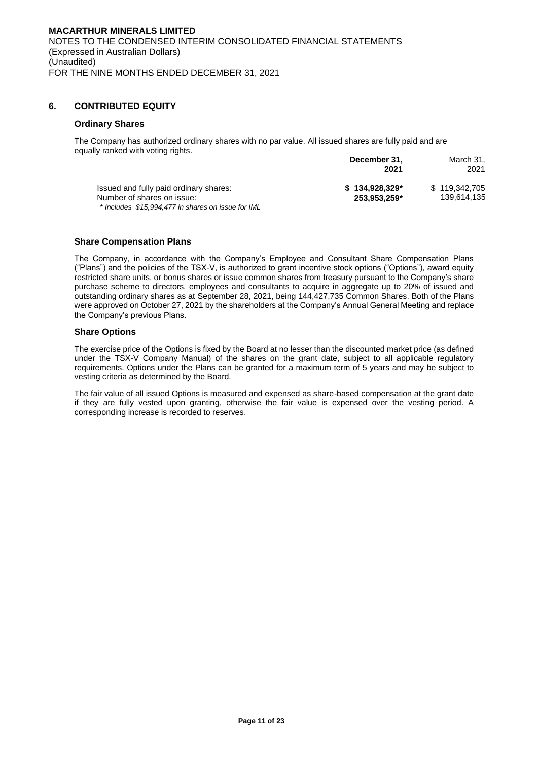## 6. CONTRIBUTED EQUITY

### Ordinary Shares

The Company has authorized ordinary shares with no par value. All issued shares are fully paid and are equally ranked with voting rights.

| | **December 31, 2021** | March 31, 2021 |
|---|---|---|
| Issued and fully paid ordinary shares: | **$ 134,928,329*** | $ 119,342,705 |
| Number of shares on issue: | **253,953,259*** | 139,614,135 |

*\* Includes $15,994,477 in shares on issue for IML*

### Share Compensation Plans

The Company, in accordance with the Company's Employee and Consultant Share Compensation Plans ("Plans") and the policies of the TSX-V, is authorized to grant incentive stock options ("Options"), award equity restricted share units, or bonus shares or issue common shares from treasury pursuant to the Company's share purchase scheme to directors, employees and consultants to acquire in aggregate up to 20% of issued and outstanding ordinary shares as at September 28, 2021, being 144,427,735 Common Shares. Both of the Plans were approved on October 27, 2021 by the shareholders at the Company's Annual General Meeting and replace the Company's previous Plans.

### Share Options

The exercise price of the Options is fixed by the Board at no lesser than the discounted market price (as defined under the TSX-V Company Manual) of the shares on the grant date, subject to all applicable regulatory requirements. Options under the Plans can be granted for a maximum term of 5 years and may be subject to vesting criteria as determined by the Board.

The fair value of all issued Options is measured and expensed as share-based compensation at the grant date if they are fully vested upon granting, otherwise the fair value is expensed over the vesting period. A corresponding increase is recorded to reserves.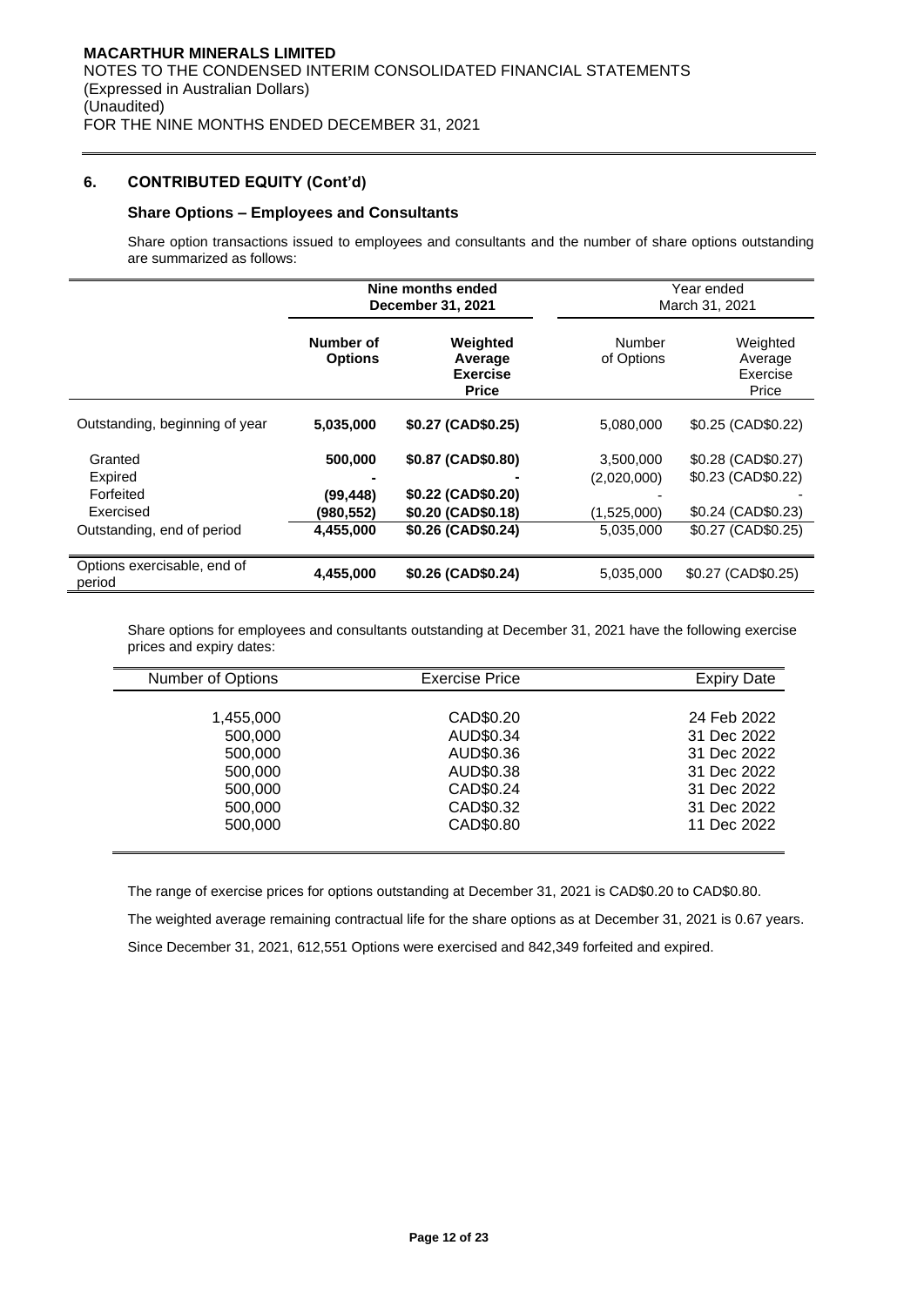## 6. CONTRIBUTED EQUITY (Cont'd)

### Share Options – Employees and Consultants

Share option transactions issued to employees and consultants and the number of share options outstanding are summarized as follows:

| | Nine months ended December 31, 2021 | | Year ended March 31, 2021 | |
|---|---|---|---|---|
| | **Number of Options** | **Weighted Average Exercise Price** | Number of Options | Weighted Average Exercise Price |
| Outstanding, beginning of year | **5,035,000** | **$0.27 (CAD$0.25)** | 5,080,000 | $0.25 (CAD$0.22) |
| Granted | **500,000** | **$0.87 (CAD$0.80)** | 3,500,000 | $0.28 (CAD$0.27) |
| Expired | **-** | **-** | (2,020,000) | $0.23 (CAD$0.22) |
| Forfeited | **(99,448)** | **$0.22 (CAD$0.20)** | - | - |
| Exercised | **(980,552)** | **$0.20 (CAD$0.18)** | (1,525,000) | $0.24 (CAD$0.23) |
| Outstanding, end of period | **4,455,000** | **$0.26 (CAD$0.24)** | 5,035,000 | $0.27 (CAD$0.25) |
| Options exercisable, end of period | **4,455,000** | **$0.26 (CAD$0.24)** | 5,035,000 | $0.27 (CAD$0.25) |

Share options for employees and consultants outstanding at December 31, 2021 have the following exercise prices and expiry dates:

| Number of Options | Exercise Price | Expiry Date |
|---|---|---|
| 1,455,000 | CAD$0.20 | 24 Feb 2022 |
| 500,000 | AUD$0.34 | 31 Dec 2022 |
| 500,000 | AUD$0.36 | 31 Dec 2022 |
| 500,000 | AUD$0.38 | 31 Dec 2022 |
| 500,000 | CAD$0.24 | 31 Dec 2022 |
| 500,000 | CAD$0.32 | 31 Dec 2022 |
| 500,000 | CAD$0.80 | 11 Dec 2022 |

The range of exercise prices for options outstanding at December 31, 2021 is CAD$0.20 to CAD$0.80.

The weighted average remaining contractual life for the share options as at December 31, 2021 is 0.67 years.

Since December 31, 2021, 612,551 Options were exercised and 842,349 forfeited and expired.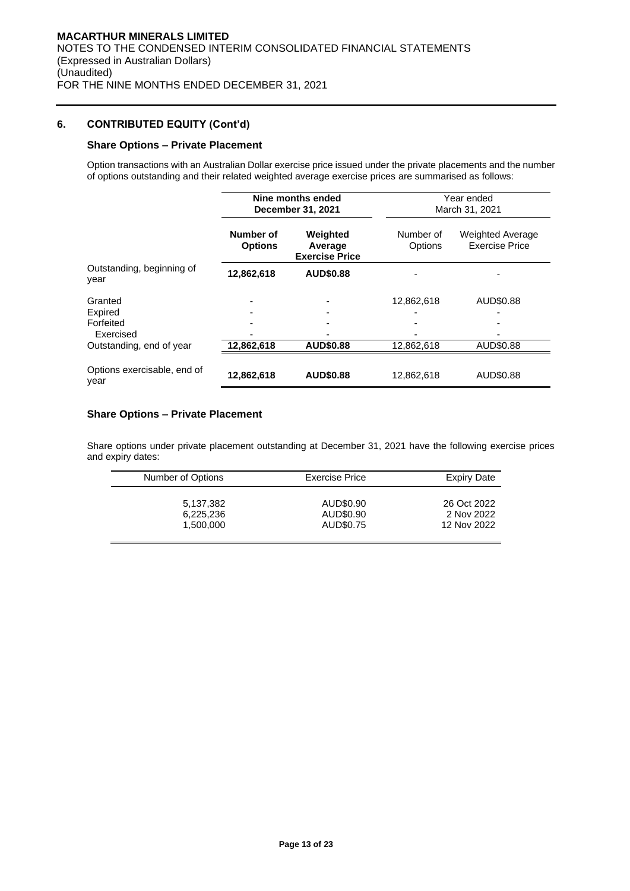## 6. CONTRIBUTED EQUITY (Cont'd)

### Share Options – Private Placement

Option transactions with an Australian Dollar exercise price issued under the private placements and the number of options outstanding and their related weighted average exercise prices are summarised as follows:

| | **Nine months ended December 31, 2021** | | Year ended March 31, 2021 | |
|---|---|---|---|---|
| | **Number of Options** | **Weighted Average Exercise Price** | Number of Options | Weighted Average Exercise Price |
| Outstanding, beginning of year | **12,862,618** | **AUD$0.88** | - | - |
| Granted | - | - | 12,862,618 | AUD$0.88 |
| Expired | - | - | - | - |
| Forfeited | - | - | - | - |
| Exercised | - | - | - | - |
| Outstanding, end of year | **12,862,618** | **AUD$0.88** | 12,862,618 | AUD$0.88 |
| Options exercisable, end of year | **12,862,618** | **AUD$0.88** | 12,862,618 | AUD$0.88 |

### Share Options – Private Placement

Share options under private placement outstanding at December 31, 2021 have the following exercise prices and expiry dates:

| Number of Options | Exercise Price | Expiry Date |
|---|---|---|
| 5,137,382 | AUD$0.90 | 26 Oct 2022 |
| 6,225,236 | AUD$0.90 | 2 Nov 2022 |
| 1,500,000 | AUD$0.75 | 12 Nov 2022 |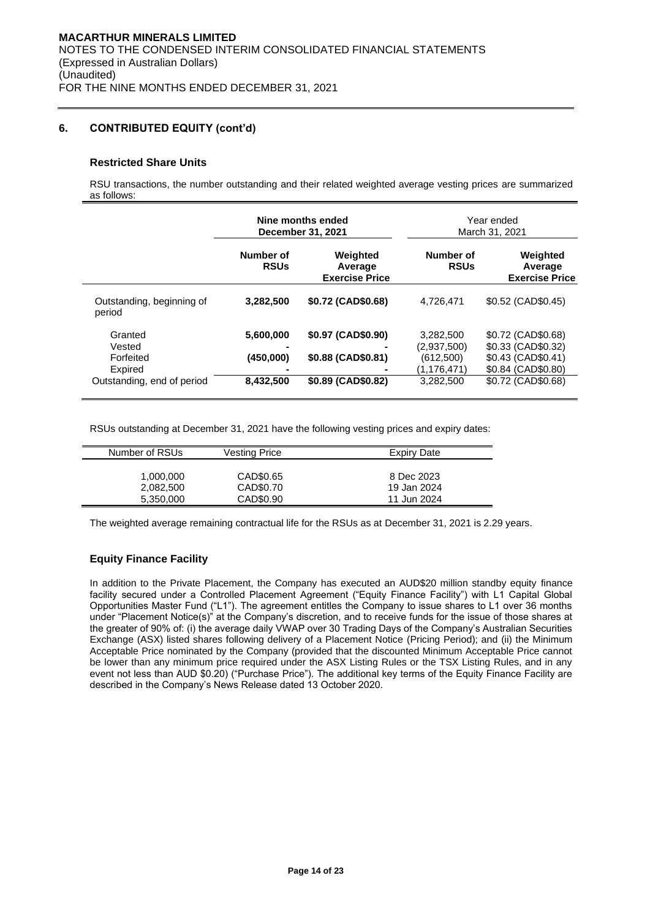## 6. CONTRIBUTED EQUITY (cont'd)

### Restricted Share Units

RSU transactions, the number outstanding and their related weighted average vesting prices are summarized as follows:

| | Nine months ended December 31, 2021 | | Year ended March 31, 2021 | |
|---|---|---|---|---|
| | **Number of RSUs** | **Weighted Average Exercise Price** | **Number of RSUs** | **Weighted Average Exercise Price** |
| Outstanding, beginning of period | **3,282,500** | **$0.72 (CAD$0.68)** | 4,726,471 | $0.52 (CAD$0.45) |
| Granted | **5,600,000** | **$0.97 (CAD$0.90)** | 3,282,500 | $0.72 (CAD$0.68) |
| Vested | **-** | **-** | (2,937,500) | $0.33 (CAD$0.32) |
| Forfeited | **(450,000)** | **$0.88 (CAD$0.81)** | (612,500) | $0.43 (CAD$0.41) |
| Expired | **-** | **-** | (1,176,471) | $0.84 (CAD$0.80) |
| Outstanding, end of period | **8,432,500** | **$0.89 (CAD$0.82)** | 3,282,500 | $0.72 (CAD$0.68) |

RSUs outstanding at December 31, 2021 have the following vesting prices and expiry dates:

| Number of RSUs | Vesting Price | Expiry Date |
|---|---|---|
| 1,000,000 | CAD$0.65 | 8 Dec 2023 |
| 2,082,500 | CAD$0.70 | 19 Jan 2024 |
| 5,350,000 | CAD$0.90 | 11 Jun 2024 |

The weighted average remaining contractual life for the RSUs as at December 31, 2021 is 2.29 years.

### Equity Finance Facility

In addition to the Private Placement, the Company has executed an AUD$20 million standby equity finance facility secured under a Controlled Placement Agreement ("Equity Finance Facility") with L1 Capital Global Opportunities Master Fund ("L1"). The agreement entitles the Company to issue shares to L1 over 36 months under "Placement Notice(s)" at the Company's discretion, and to receive funds for the issue of those shares at the greater of 90% of: (i) the average daily VWAP over 30 Trading Days of the Company's Australian Securities Exchange (ASX) listed shares following delivery of a Placement Notice (Pricing Period); and (ii) the Minimum Acceptable Price nominated by the Company (provided that the discounted Minimum Acceptable Price cannot be lower than any minimum price required under the ASX Listing Rules or the TSX Listing Rules, and in any event not less than AUD $0.20) ("Purchase Price"). The additional key terms of the Equity Finance Facility are described in the Company's News Release dated 13 October 2020.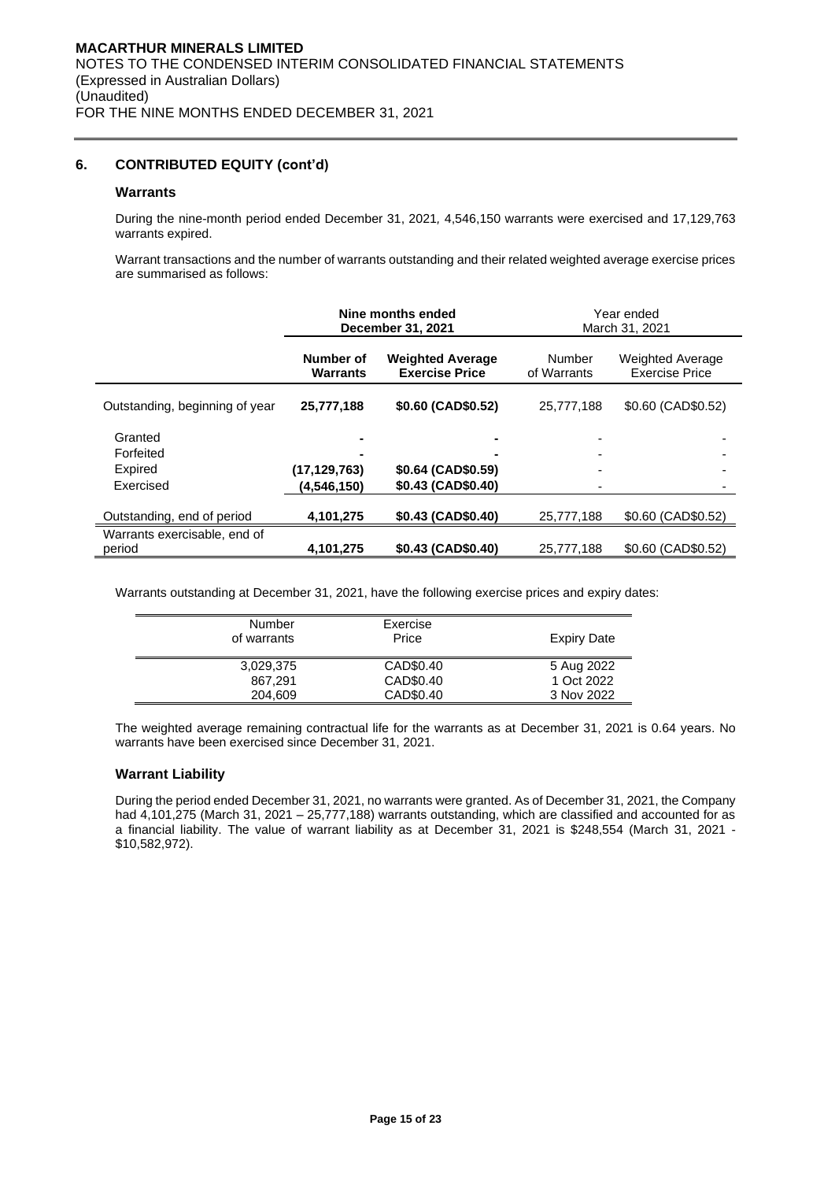## 6. CONTRIBUTED EQUITY (cont'd)

### Warrants

During the nine-month period ended December 31, 2021, 4,546,150 warrants were exercised and 17,129,763 warrants expired.

Warrant transactions and the number of warrants outstanding and their related weighted average exercise prices are summarised as follows:

| | **Nine months ended December 31, 2021** | | Year ended March 31, 2021 | |
|---|---|---|---|---|
| | **Number of Warrants** | **Weighted Average Exercise Price** | Number of Warrants | Weighted Average Exercise Price |
| Outstanding, beginning of year | **25,777,188** | **$0.60 (CAD$0.52)** | 25,777,188 | $0.60 (CAD$0.52) |
| Granted | **-** | **-** | - | - |
| Forfeited | **-** | **-** | - | - |
| Expired | **(17,129,763)** | **$0.64 (CAD$0.59)** | - | - |
| Exercised | **(4,546,150)** | **$0.43 (CAD$0.40)** | - | - |
| Outstanding, end of period | **4,101,275** | **$0.43 (CAD$0.40)** | 25,777,188 | $0.60 (CAD$0.52) |
| Warrants exercisable, end of period | **4,101,275** | **$0.43 (CAD$0.40)** | 25,777,188 | $0.60 (CAD$0.52) |

Warrants outstanding at December 31, 2021, have the following exercise prices and expiry dates:

| Number of warrants | Exercise Price | Expiry Date |
|---|---|---|
| 3,029,375 | CAD$0.40 | 5 Aug 2022 |
| 867,291 | CAD$0.40 | 1 Oct 2022 |
| 204,609 | CAD$0.40 | 3 Nov 2022 |

The weighted average remaining contractual life for the warrants as at December 31, 2021 is 0.64 years. No warrants have been exercised since December 31, 2021.

### Warrant Liability

During the period ended December 31, 2021, no warrants were granted. As of December 31, 2021, the Company had 4,101,275 (March 31, 2021 – 25,777,188) warrants outstanding, which are classified and accounted for as a financial liability. The value of warrant liability as at December 31, 2021 is $248,554 (March 31, 2021 - $10,582,972).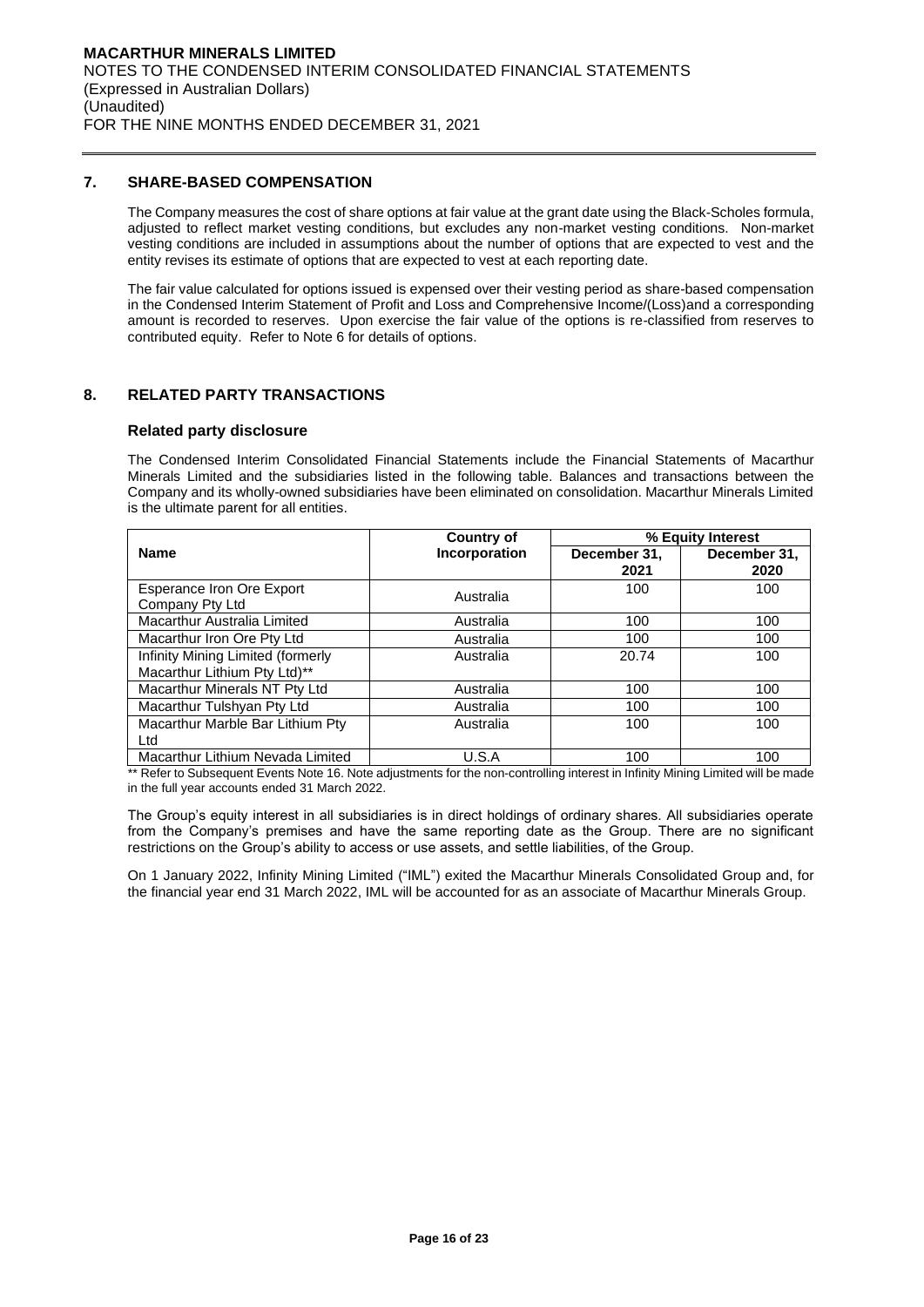# MACARTHUR MINERALS LIMITED

NOTES TO THE CONDENSED INTERIM CONSOLIDATED FINANCIAL STATEMENTS
(Expressed in Australian Dollars)
(Unaudited)
FOR THE NINE MONTHS ENDED DECEMBER 31, 2021

## 7. SHARE-BASED COMPENSATION

The Company measures the cost of share options at fair value at the grant date using the Black-Scholes formula, adjusted to reflect market vesting conditions, but excludes any non-market vesting conditions. Non-market vesting conditions are included in assumptions about the number of options that are expected to vest and the entity revises its estimate of options that are expected to vest at each reporting date.

The fair value calculated for options issued is expensed over their vesting period as share-based compensation in the Condensed Interim Statement of Profit and Loss and Comprehensive Income/(Loss)and a corresponding amount is recorded to reserves. Upon exercise the fair value of the options is re-classified from reserves to contributed equity. Refer to Note 6 for details of options.

## 8. RELATED PARTY TRANSACTIONS

### Related party disclosure

The Condensed Interim Consolidated Financial Statements include the Financial Statements of Macarthur Minerals Limited and the subsidiaries listed in the following table. Balances and transactions between the Company and its wholly-owned subsidiaries have been eliminated on consolidation. Macarthur Minerals Limited is the ultimate parent for all entities.

| Name | Country of Incorporation | % Equity Interest | |
|---|---|---|---|
| | | December 31, 2021 | December 31, 2020 |
| Esperance Iron Ore Export Company Pty Ltd | Australia | 100 | 100 |
| Macarthur Australia Limited | Australia | 100 | 100 |
| Macarthur Iron Ore Pty Ltd | Australia | 100 | 100 |
| Infinity Mining Limited (formerly Macarthur Lithium Pty Ltd)** | Australia | 20.74 | 100 |
| Macarthur Minerals NT Pty Ltd | Australia | 100 | 100 |
| Macarthur Tulshyan Pty Ltd | Australia | 100 | 100 |
| Macarthur Marble Bar Lithium Pty Ltd | Australia | 100 | 100 |
| Macarthur Lithium Nevada Limited | U.S.A | 100 | 100 |

** Refer to Subsequent Events Note 16. Note adjustments for the non-controlling interest in Infinity Mining Limited will be made in the full year accounts ended 31 March 2022.

The Group's equity interest in all subsidiaries is in direct holdings of ordinary shares. All subsidiaries operate from the Company's premises and have the same reporting date as the Group. There are no significant restrictions on the Group's ability to access or use assets, and settle liabilities, of the Group.

On 1 January 2022, Infinity Mining Limited ("IML") exited the Macarthur Minerals Consolidated Group and, for the financial year end 31 March 2022, IML will be accounted for as an associate of Macarthur Minerals Group.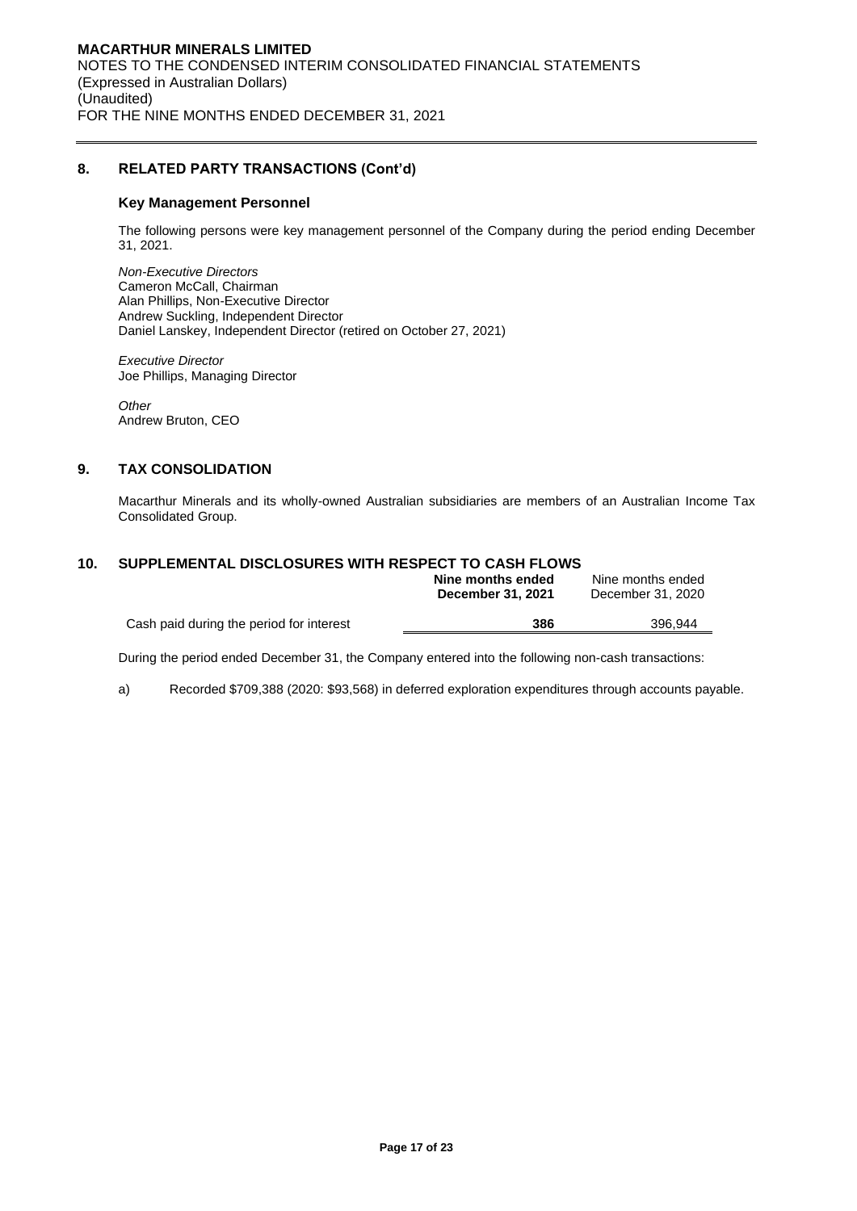## 8. RELATED PARTY TRANSACTIONS (Cont'd)

### Key Management Personnel

The following persons were key management personnel of the Company during the period ending December 31, 2021.

*Non-Executive Directors*
Cameron McCall, Chairman
Alan Phillips, Non-Executive Director
Andrew Suckling, Independent Director
Daniel Lanskey, Independent Director (retired on October 27, 2021)

*Executive Director*
Joe Phillips, Managing Director

*Other*
Andrew Bruton, CEO

## 9. TAX CONSOLIDATION

Macarthur Minerals and its wholly-owned Australian subsidiaries are members of an Australian Income Tax Consolidated Group.

## 10. SUPPLEMENTAL DISCLOSURES WITH RESPECT TO CASH FLOWS

| | **Nine months ended December 31, 2021** | Nine months ended December 31, 2020 |
|---|---|---|
| Cash paid during the period for interest | **386** | 396,944 |

During the period ended December 31, the Company entered into the following non-cash transactions:

a) Recorded $709,388 (2020: $93,568) in deferred exploration expenditures through accounts payable.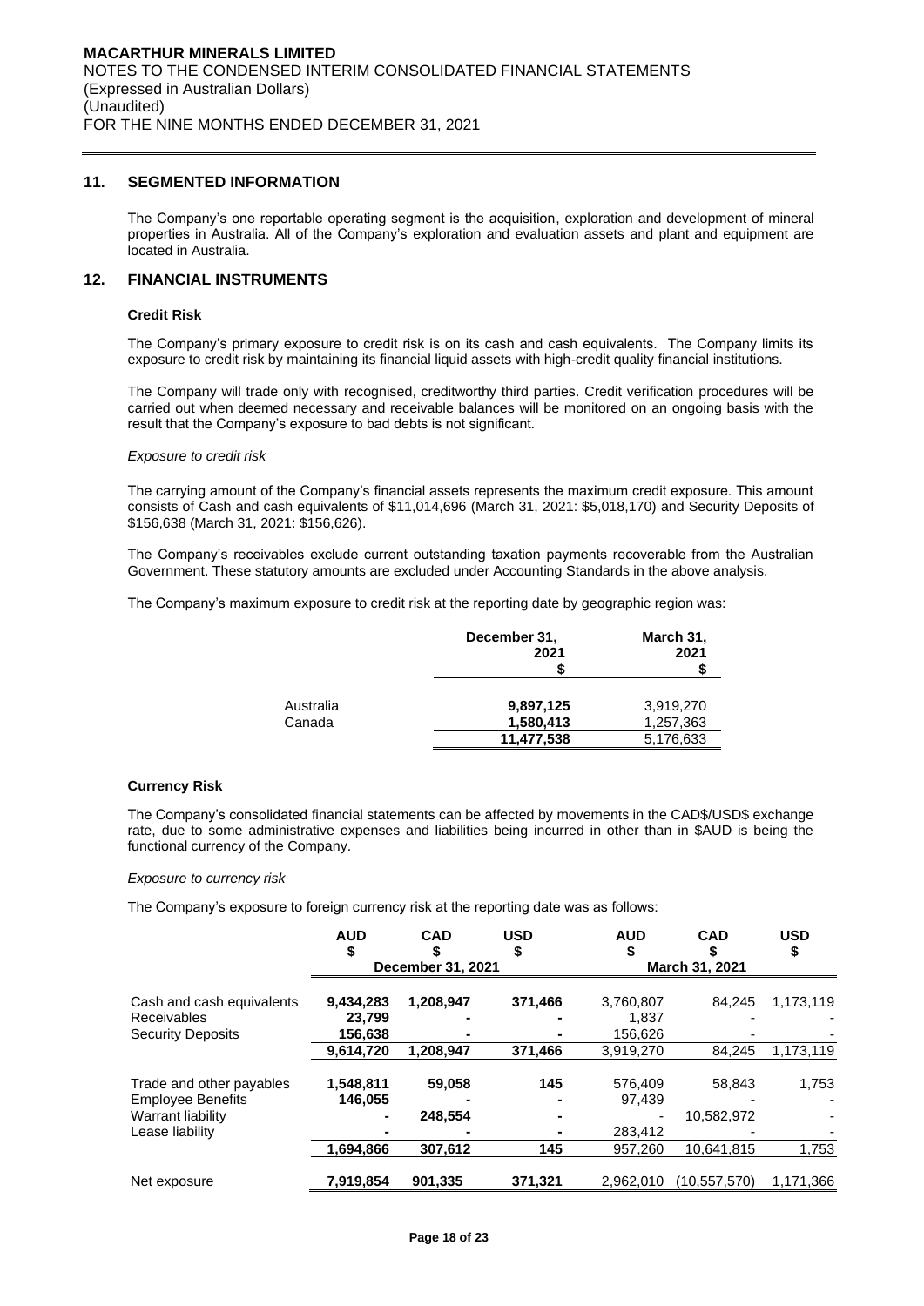## 11. SEGMENTED INFORMATION

The Company's one reportable operating segment is the acquisition, exploration and development of mineral properties in Australia. All of the Company's exploration and evaluation assets and plant and equipment are located in Australia.

## 12. FINANCIAL INSTRUMENTS

### Credit Risk

The Company's primary exposure to credit risk is on its cash and cash equivalents. The Company limits its exposure to credit risk by maintaining its financial liquid assets with high-credit quality financial institutions.

The Company will trade only with recognised, creditworthy third parties. Credit verification procedures will be carried out when deemed necessary and receivable balances will be monitored on an ongoing basis with the result that the Company's exposure to bad debts is not significant.

*Exposure to credit risk*

The carrying amount of the Company's financial assets represents the maximum credit exposure. This amount consists of Cash and cash equivalents of $11,014,696 (March 31, 2021: $5,018,170) and Security Deposits of $156,638 (March 31, 2021: $156,626).

The Company's receivables exclude current outstanding taxation payments recoverable from the Australian Government. These statutory amounts are excluded under Accounting Standards in the above analysis.

The Company's maximum exposure to credit risk at the reporting date by geographic region was:

| | December 31, 2021 $ | March 31, 2021 $ |
|---|---|---|
| Australia | **9,897,125** | 3,919,270 |
| Canada | **1,580,413** | 1,257,363 |
| | **11,477,538** | 5,176,633 |

### Currency Risk

The Company's consolidated financial statements can be affected by movements in the CAD$/USD$ exchange rate, due to some administrative expenses and liabilities being incurred in other than in $AUD is being the functional currency of the Company.

*Exposure to currency risk*

The Company's exposure to foreign currency risk at the reporting date was as follows:

| | AUD $ | CAD $ | USD $ | AUD $ | CAD $ | USD $ |
|---|---|---|---|---|---|---|
| | **December 31, 2021** | | | **March 31, 2021** | | |
| Cash and cash equivalents | **9,434,283** | **1,208,947** | **371,466** | 3,760,807 | 84,245 | 1,173,119 |
| Receivables | **23,799** | **-** | **-** | 1,837 | - | - |
| Security Deposits | **156,638** | **-** | **-** | 156,626 | - | - |
| | **9,614,720** | **1,208,947** | **371,466** | 3,919,270 | 84,245 | 1,173,119 |
| Trade and other payables | **1,548,811** | **59,058** | **145** | 576,409 | 58,843 | 1,753 |
| Employee Benefits | **146,055** | **-** | **-** | 97,439 | - | - |
| Warrant liability | **-** | **248,554** | **-** | - | 10,582,972 | - |
| Lease liability | **-** | **-** | **-** | 283,412 | - | - |
| | **1,694,866** | **307,612** | **145** | 957,260 | 10,641,815 | 1,753 |
| Net exposure | **7,919,854** | **901,335** | **371,321** | 2,962,010 | (10,557,570) | 1,171,366 |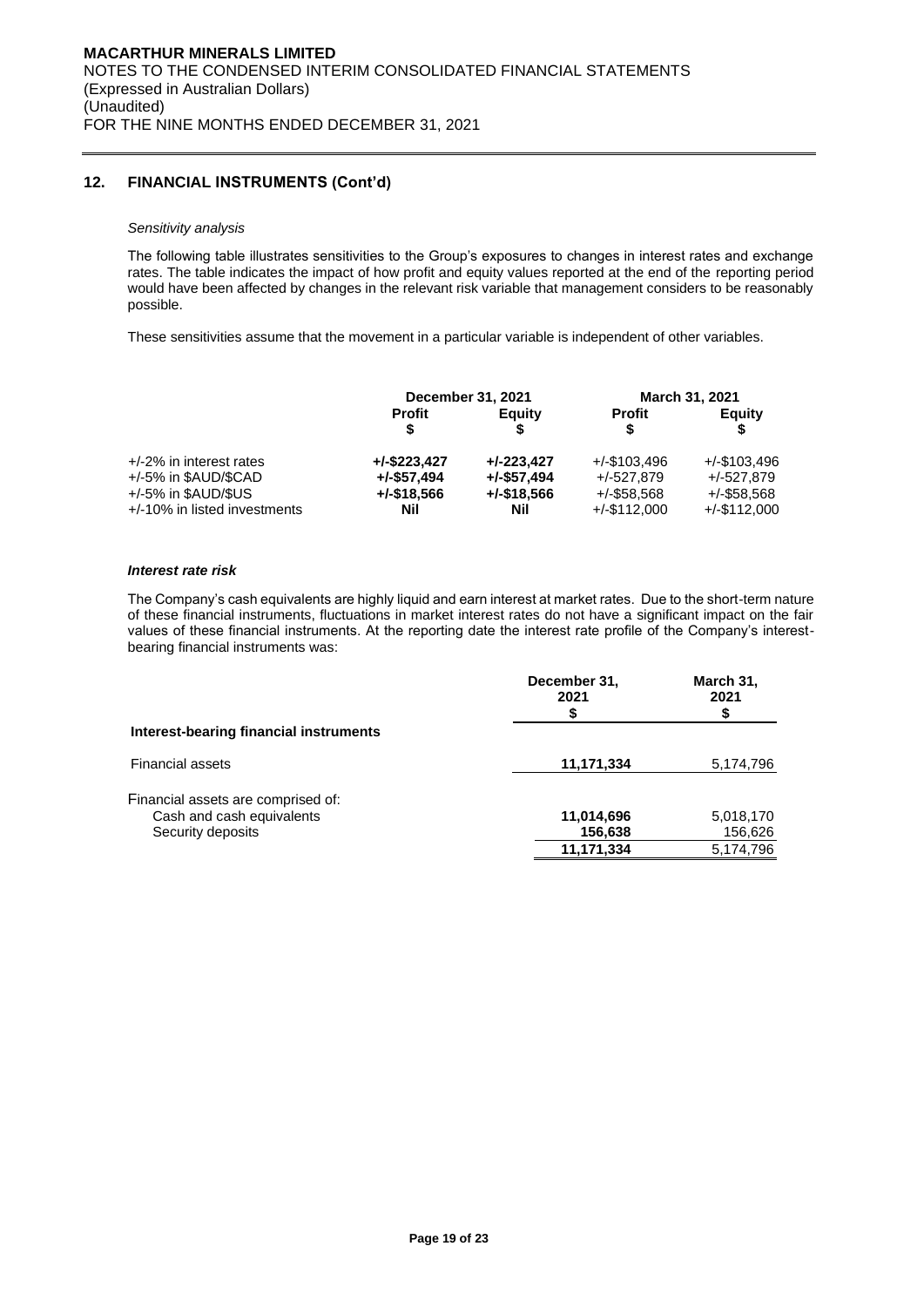## 12. FINANCIAL INSTRUMENTS (Cont'd)

*Sensitivity analysis*

The following table illustrates sensitivities to the Group's exposures to changes in interest rates and exchange rates. The table indicates the impact of how profit and equity values reported at the end of the reporting period would have been affected by changes in the relevant risk variable that management considers to be reasonably possible.

These sensitivities assume that the movement in a particular variable is independent of other variables.

| | December 31, 2021 | | March 31, 2021 | |
|---|---|---|---|---|
| | **Profit $** | **Equity $** | **Profit $** | **Equity $** |
| +/-2% in interest rates | **+/-$223,427** | **+/-223,427** | +/-$103,496 | +/-$103,496 |
| +/-5% in $AUD/$CAD | **+/-$57,494** | **+/-$57,494** | +/-527,879 | +/-527,879 |
| +/-5% in $AUD/$US | **+/-$18,566** | **+/-$18,566** | +/-$58,568 | +/-$58,568 |
| +/-10% in listed investments | **Nil** | **Nil** | +/-$112,000 | +/-$112,000 |

***Interest rate risk***

The Company's cash equivalents are highly liquid and earn interest at market rates. Due to the short-term nature of these financial instruments, fluctuations in market interest rates do not have a significant impact on the fair values of these financial instruments. At the reporting date the interest rate profile of the Company's interest-bearing financial instruments was:

| | December 31, 2021 $ | March 31, 2021 $ |
|---|---|---|
| **Interest-bearing financial instruments** | | |
| Financial assets | **11,171,334** | 5,174,796 |
| Financial assets are comprised of: | | |
| Cash and cash equivalents | **11,014,696** | 5,018,170 |
| Security deposits | **156,638** | 156,626 |
| | **11,171,334** | 5,174,796 |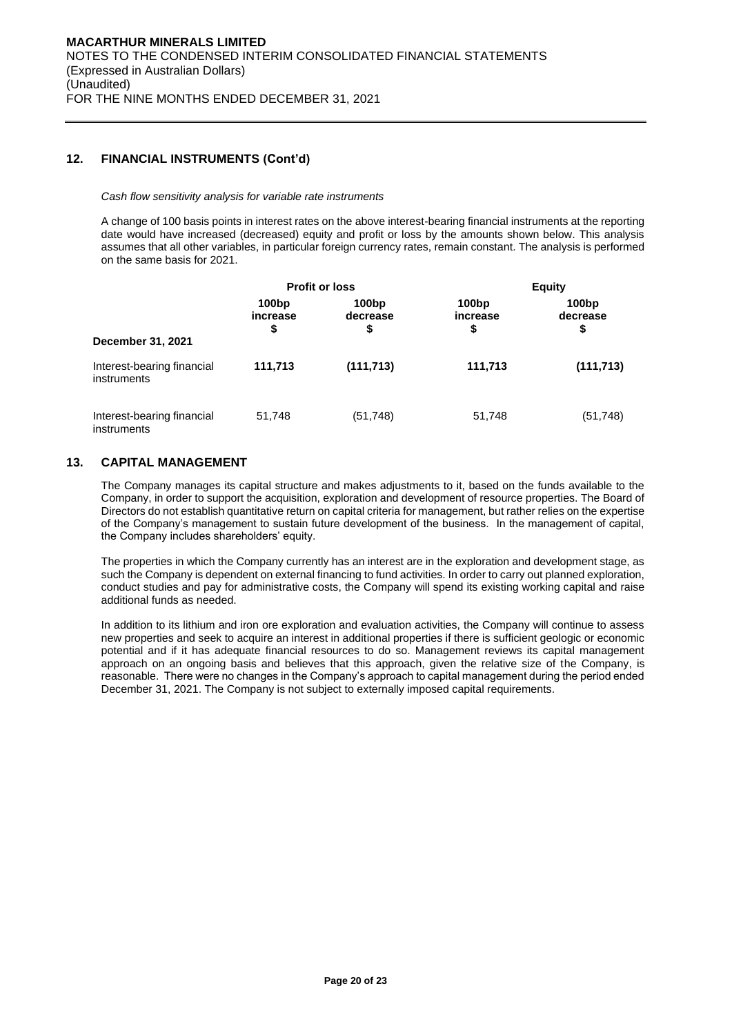## 12. FINANCIAL INSTRUMENTS (Cont'd)

*Cash flow sensitivity analysis for variable rate instruments*

A change of 100 basis points in interest rates on the above interest-bearing financial instruments at the reporting date would have increased (decreased) equity and profit or loss by the amounts shown below. This analysis assumes that all other variables, in particular foreign currency rates, remain constant. The analysis is performed on the same basis for 2021.

| | Profit or loss | | Equity | |
|---|---|---|---|---|
| | 100bp increase $ | 100bp decrease $ | 100bp increase $ | 100bp decrease $ |
| **December 31, 2021** | | | | |
| Interest-bearing financial instruments | **111,713** | **(111,713)** | **111,713** | **(111,713)** |
| Interest-bearing financial instruments | 51,748 | (51,748) | 51,748 | (51,748) |

## 13. CAPITAL MANAGEMENT

The Company manages its capital structure and makes adjustments to it, based on the funds available to the Company, in order to support the acquisition, exploration and development of resource properties. The Board of Directors do not establish quantitative return on capital criteria for management, but rather relies on the expertise of the Company's management to sustain future development of the business. In the management of capital, the Company includes shareholders' equity.

The properties in which the Company currently has an interest are in the exploration and development stage, as such the Company is dependent on external financing to fund activities. In order to carry out planned exploration, conduct studies and pay for administrative costs, the Company will spend its existing working capital and raise additional funds as needed.

In addition to its lithium and iron ore exploration and evaluation activities, the Company will continue to assess new properties and seek to acquire an interest in additional properties if there is sufficient geologic or economic potential and if it has adequate financial resources to do so. Management reviews its capital management approach on an ongoing basis and believes that this approach, given the relative size of the Company, is reasonable. There were no changes in the Company's approach to capital management during the period ended December 31, 2021. The Company is not subject to externally imposed capital requirements.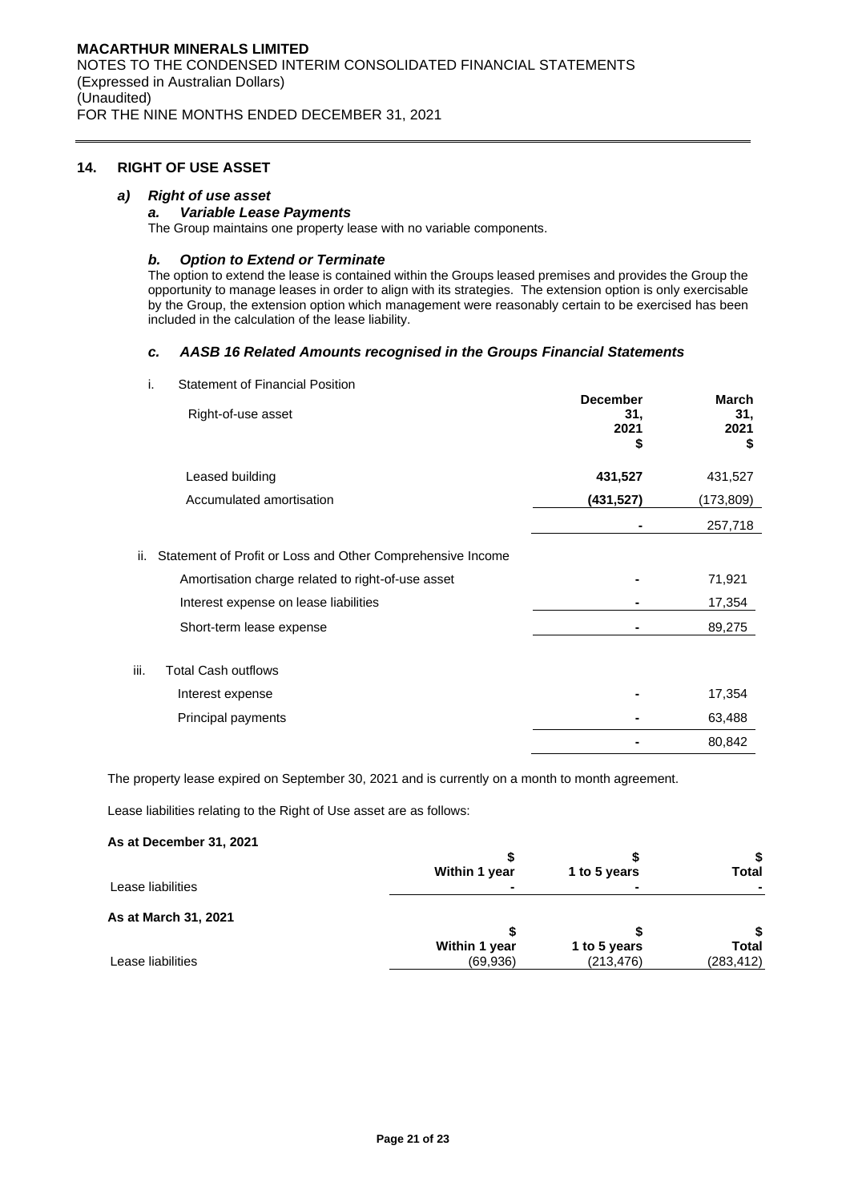## 14. RIGHT OF USE ASSET

### a) *Right of use asset*

#### a. *Variable Lease Payments*

The Group maintains one property lease with no variable components.

#### b. *Option to Extend or Terminate*

The option to extend the lease is contained within the Groups leased premises and provides the Group the opportunity to manage leases in order to align with its strategies. The extension option is only exercisable by the Group, the extension option which management were reasonably certain to be exercised has been included in the calculation of the lease liability.

#### c. *AASB 16 Related Amounts recognised in the Groups Financial Statements*

i. Statement of Financial Position

| Right-of-use asset | December 31, 2021 $ | March 31, 2021 $ |
|---|---|---|
| Leased building | **431,527** | 431,527 |
| Accumulated amortisation | **(431,527)** | (173,809) |
| | **-** | 257,718 |

ii. Statement of Profit or Loss and Other Comprehensive Income

| | December 31, 2021 $ | March 31, 2021 $ |
|---|---|---|
| Amortisation charge related to right-of-use asset | **-** | 71,921 |
| Interest expense on lease liabilities | **-** | 17,354 |
| Short-term lease expense | **-** | 89,275 |

iii. Total Cash outflows

| | December 31, 2021 $ | March 31, 2021 $ |
|---|---|---|
| Interest expense | **-** | 17,354 |
| Principal payments | **-** | 63,488 |
| | **-** | 80,842 |

The property lease expired on September 30, 2021 and is currently on a month to month agreement.

Lease liabilities relating to the Right of Use asset are as follows:

**As at December 31, 2021**

| | Within 1 year $ | 1 to 5 years $ | Total $ |
|---|---|---|---|
| Lease liabilities | - | - | - |

**As at March 31, 2021**

| | Within 1 year $ | 1 to 5 years $ | Total $ |
|---|---|---|---|
| Lease liabilities | (69,936) | (213,476) | (283,412) |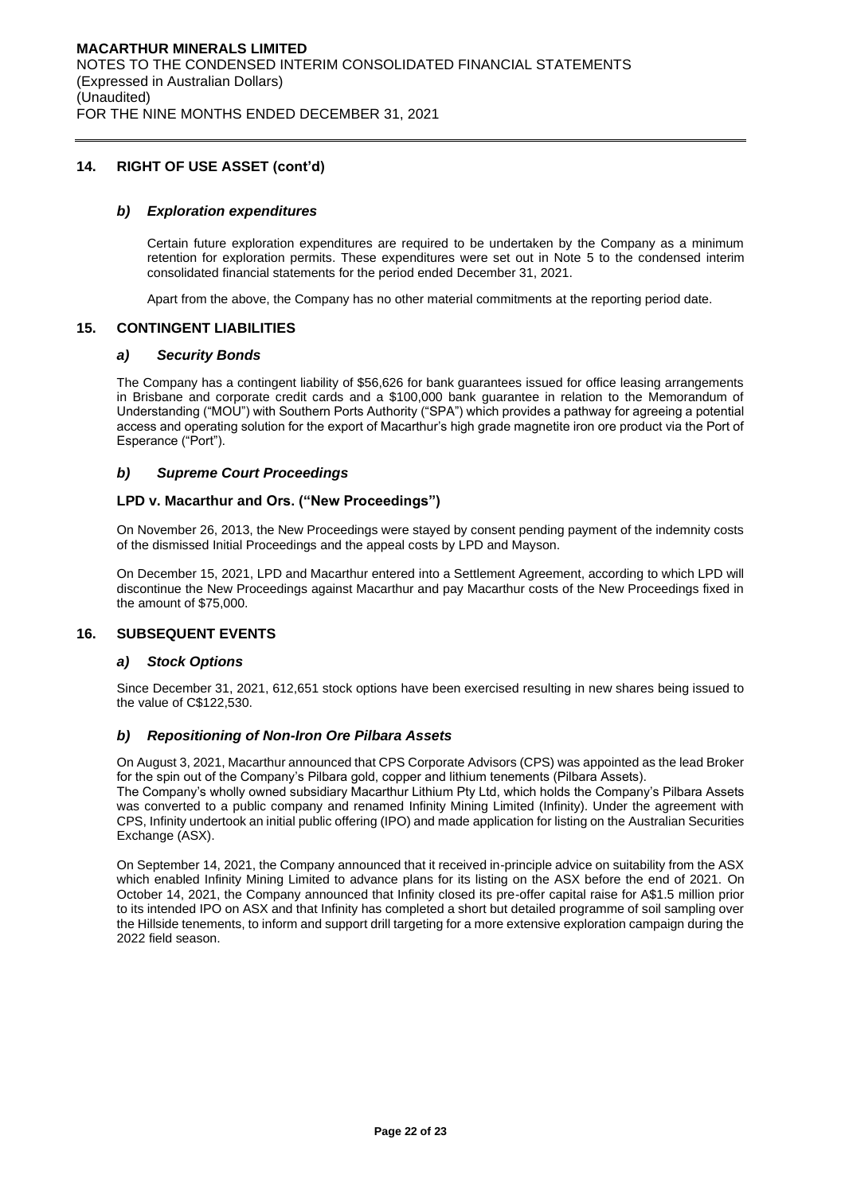## 14. RIGHT OF USE ASSET (cont'd)

### *b) Exploration expenditures*

Certain future exploration expenditures are required to be undertaken by the Company as a minimum retention for exploration permits. These expenditures were set out in Note 5 to the condensed interim consolidated financial statements for the period ended December 31, 2021.

Apart from the above, the Company has no other material commitments at the reporting period date.

## 15. CONTINGENT LIABILITIES

### *a) Security Bonds*

The Company has a contingent liability of $56,626 for bank guarantees issued for office leasing arrangements in Brisbane and corporate credit cards and a $100,000 bank guarantee in relation to the Memorandum of Understanding ("MOU") with Southern Ports Authority ("SPA") which provides a pathway for agreeing a potential access and operating solution for the export of Macarthur's high grade magnetite iron ore product via the Port of Esperance ("Port").

### *b) Supreme Court Proceedings*

#### LPD v. Macarthur and Ors. ("New Proceedings")

On November 26, 2013, the New Proceedings were stayed by consent pending payment of the indemnity costs of the dismissed Initial Proceedings and the appeal costs by LPD and Mayson.

On December 15, 2021, LPD and Macarthur entered into a Settlement Agreement, according to which LPD will discontinue the New Proceedings against Macarthur and pay Macarthur costs of the New Proceedings fixed in the amount of $75,000.

## 16. SUBSEQUENT EVENTS

### *a) Stock Options*

Since December 31, 2021, 612,651 stock options have been exercised resulting in new shares being issued to the value of C$122,530.

### *b) Repositioning of Non-Iron Ore Pilbara Assets*

On August 3, 2021, Macarthur announced that CPS Corporate Advisors (CPS) was appointed as the lead Broker for the spin out of the Company's Pilbara gold, copper and lithium tenements (Pilbara Assets).
The Company's wholly owned subsidiary Macarthur Lithium Pty Ltd, which holds the Company's Pilbara Assets was converted to a public company and renamed Infinity Mining Limited (Infinity). Under the agreement with CPS, Infinity undertook an initial public offering (IPO) and made application for listing on the Australian Securities Exchange (ASX).

On September 14, 2021, the Company announced that it received in-principle advice on suitability from the ASX which enabled Infinity Mining Limited to advance plans for its listing on the ASX before the end of 2021. On October 14, 2021, the Company announced that Infinity closed its pre-offer capital raise for A$1.5 million prior to its intended IPO on ASX and that Infinity has completed a short but detailed programme of soil sampling over the Hillside tenements, to inform and support drill targeting for a more extensive exploration campaign during the 2022 field season.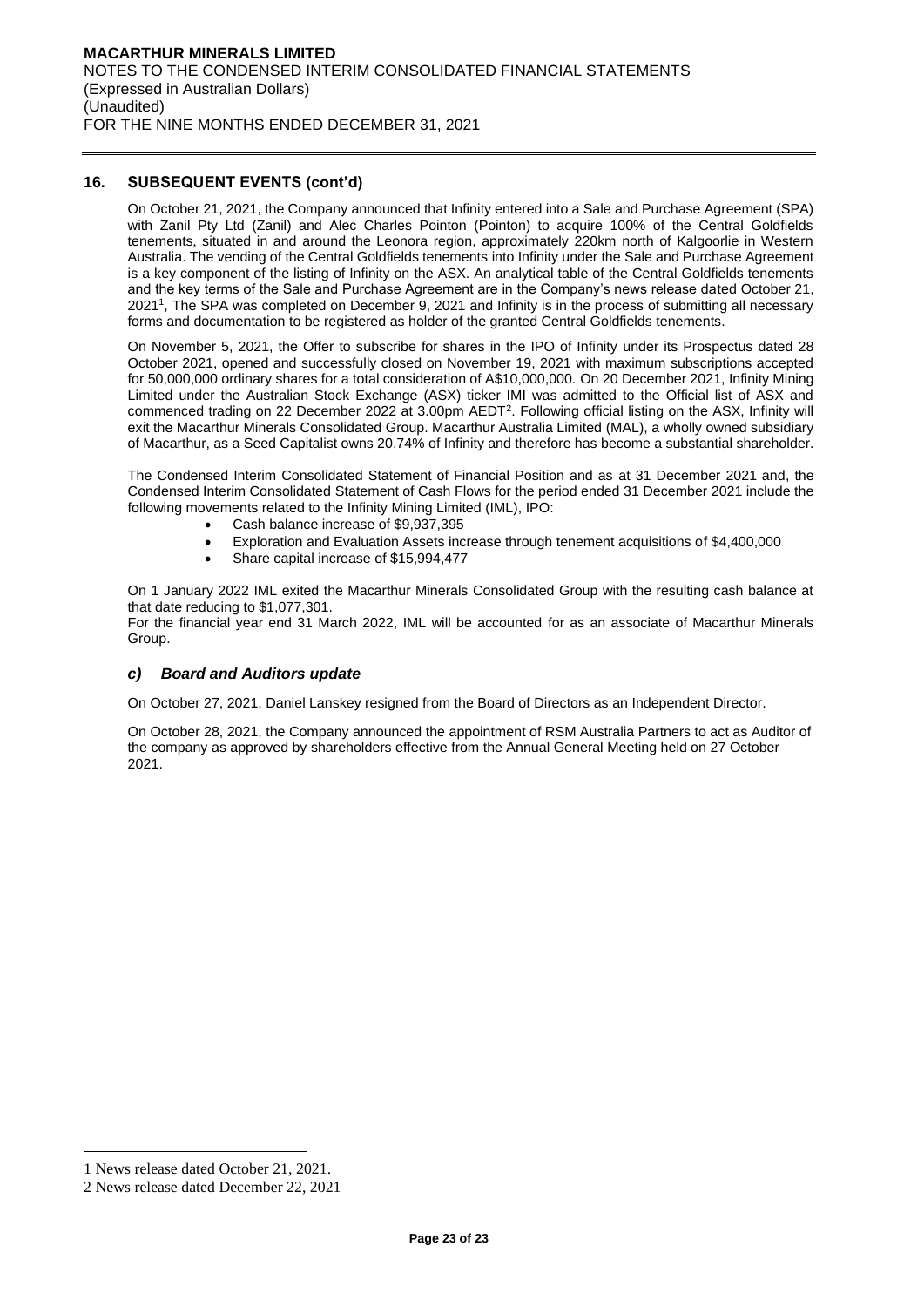## 16. SUBSEQUENT EVENTS (cont'd)

On October 21, 2021, the Company announced that Infinity entered into a Sale and Purchase Agreement (SPA) with Zanil Pty Ltd (Zanil) and Alec Charles Pointon (Pointon) to acquire 100% of the Central Goldfields tenements, situated in and around the Leonora region, approximately 220km north of Kalgoorlie in Western Australia. The vending of the Central Goldfields tenements into Infinity under the Sale and Purchase Agreement is a key component of the listing of Infinity on the ASX. An analytical table of the Central Goldfields tenements and the key terms of the Sale and Purchase Agreement are in the Company's news release dated October 21, 2021[1], The SPA was completed on December 9, 2021 and Infinity is in the process of submitting all necessary forms and documentation to be registered as holder of the granted Central Goldfields tenements.

On November 5, 2021, the Offer to subscribe for shares in the IPO of Infinity under its Prospectus dated 28 October 2021, opened and successfully closed on November 19, 2021 with maximum subscriptions accepted for 50,000,000 ordinary shares for a total consideration of A$10,000,000. On 20 December 2021, Infinity Mining Limited under the Australian Stock Exchange (ASX) ticker IMI was admitted to the Official list of ASX and commenced trading on 22 December 2022 at 3.00pm AEDT[2]. Following official listing on the ASX, Infinity will exit the Macarthur Minerals Consolidated Group. Macarthur Australia Limited (MAL), a wholly owned subsidiary of Macarthur, as a Seed Capitalist owns 20.74% of Infinity and therefore has become a substantial shareholder.

The Condensed Interim Consolidated Statement of Financial Position and as at 31 December 2021 and, the Condensed Interim Consolidated Statement of Cash Flows for the period ended 31 December 2021 include the following movements related to the Infinity Mining Limited (IML), IPO:

- Cash balance increase of $9,937,395
- Exploration and Evaluation Assets increase through tenement acquisitions of $4,400,000
- Share capital increase of $15,994,477

On 1 January 2022 IML exited the Macarthur Minerals Consolidated Group with the resulting cash balance at that date reducing to $1,077,301.

For the financial year end 31 March 2022, IML will be accounted for as an associate of Macarthur Minerals Group.

### *c) Board and Auditors update*

On October 27, 2021, Daniel Lanskey resigned from the Board of Directors as an Independent Director.

On October 28, 2021, the Company announced the appointment of RSM Australia Partners to act as Auditor of the company as approved by shareholders effective from the Annual General Meeting held on 27 October 2021.

1 News release dated October 21, 2021.

2 News release dated December 22, 2021